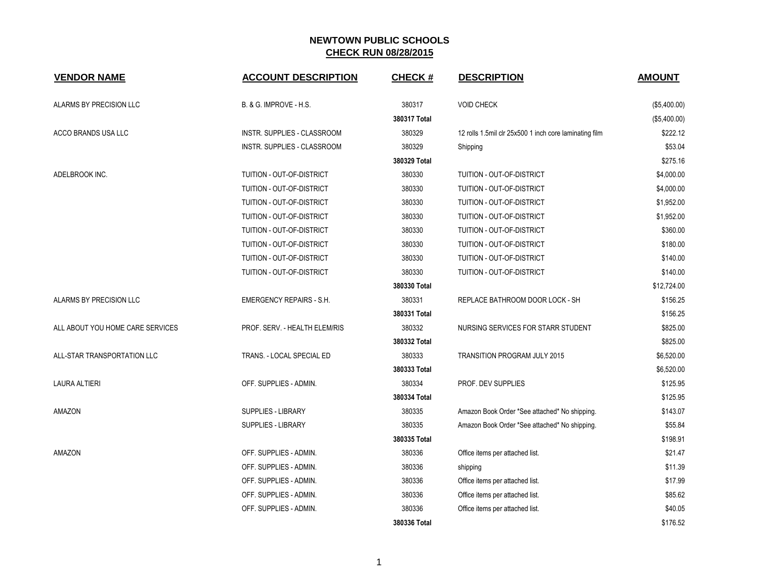# NEWTOWN PUBLIC SCHOOLS

## CHECK RUN 08/28/2015

| VENDOR NAME | ACCOUNT DESCRIPTION | CHECK # | DESCRIPTION | AMOUNT |
|---|---|---|---|---|
| ALARMS BY PRECISION LLC | B. & G. IMPROVE - H.S. | 380317 | VOID CHECK | ($5,400.00) |
| | | **380317 Total** | | ($5,400.00) |
| ACCO BRANDS USA LLC | INSTR. SUPPLIES - CLASSROOM | 380329 | 12 rolls 1.5mil clr 25x500 1 inch core laminating film | $222.12 |
| | INSTR. SUPPLIES - CLASSROOM | 380329 | Shipping | $53.04 |
| | | **380329 Total** | | $275.16 |
| ADELBROOK INC. | TUITION - OUT-OF-DISTRICT | 380330 | TUITION - OUT-OF-DISTRICT | $4,000.00 |
| | TUITION - OUT-OF-DISTRICT | 380330 | TUITION - OUT-OF-DISTRICT | $4,000.00 |
| | TUITION - OUT-OF-DISTRICT | 380330 | TUITION - OUT-OF-DISTRICT | $1,952.00 |
| | TUITION - OUT-OF-DISTRICT | 380330 | TUITION - OUT-OF-DISTRICT | $1,952.00 |
| | TUITION - OUT-OF-DISTRICT | 380330 | TUITION - OUT-OF-DISTRICT | $360.00 |
| | TUITION - OUT-OF-DISTRICT | 380330 | TUITION - OUT-OF-DISTRICT | $180.00 |
| | TUITION - OUT-OF-DISTRICT | 380330 | TUITION - OUT-OF-DISTRICT | $140.00 |
| | TUITION - OUT-OF-DISTRICT | 380330 | TUITION - OUT-OF-DISTRICT | $140.00 |
| | | **380330 Total** | | $12,724.00 |
| ALARMS BY PRECISION LLC | EMERGENCY REPAIRS - S.H. | 380331 | REPLACE BATHROOM DOOR LOCK - SH | $156.25 |
| | | **380331 Total** | | $156.25 |
| ALL ABOUT YOU HOME CARE SERVICES | PROF. SERV. - HEALTH ELEM/RIS | 380332 | NURSING SERVICES FOR STARR STUDENT | $825.00 |
| | | **380332 Total** | | $825.00 |
| ALL-STAR TRANSPORTATION LLC | TRANS. - LOCAL SPECIAL ED | 380333 | TRANSITION PROGRAM JULY 2015 | $6,520.00 |
| | | **380333 Total** | | $6,520.00 |
| LAURA ALTIERI | OFF. SUPPLIES - ADMIN. | 380334 | PROF. DEV SUPPLIES | $125.95 |
| | | **380334 Total** | | $125.95 |
| AMAZON | SUPPLIES - LIBRARY | 380335 | Amazon Book Order *See attached* No shipping. | $143.07 |
| | SUPPLIES - LIBRARY | 380335 | Amazon Book Order *See attached* No shipping. | $55.84 |
| | | **380335 Total** | | $198.91 |
| AMAZON | OFF. SUPPLIES - ADMIN. | 380336 | Office items per attached list. | $21.47 |
| | OFF. SUPPLIES - ADMIN. | 380336 | shipping | $11.39 |
| | OFF. SUPPLIES - ADMIN. | 380336 | Office items per attached list. | $17.99 |
| | OFF. SUPPLIES - ADMIN. | 380336 | Office items per attached list. | $85.62 |
| | OFF. SUPPLIES - ADMIN. | 380336 | Office items per attached list. | $40.05 |
| | | **380336 Total** | | $176.52 |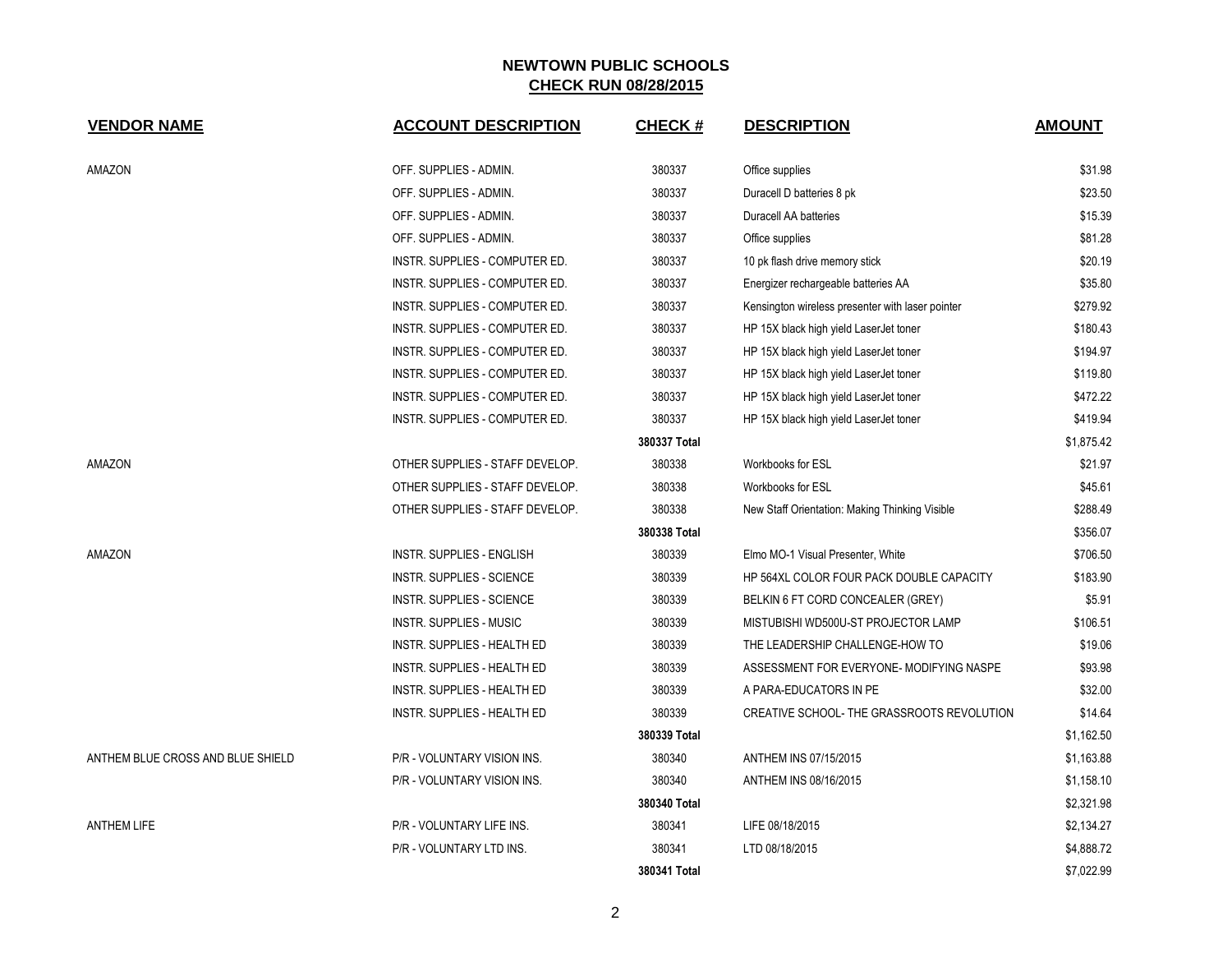# NEWTOWN PUBLIC SCHOOLS

## CHECK RUN 08/28/2015

| VENDOR NAME | ACCOUNT DESCRIPTION | CHECK # | DESCRIPTION | AMOUNT |
|---|---|---|---|---|
| AMAZON | OFF. SUPPLIES - ADMIN. | 380337 | Office supplies | $31.98 |
| | OFF. SUPPLIES - ADMIN. | 380337 | Duracell D batteries 8 pk | $23.50 |
| | OFF. SUPPLIES - ADMIN. | 380337 | Duracell AA batteries | $15.39 |
| | OFF. SUPPLIES - ADMIN. | 380337 | Office supplies | $81.28 |
| | INSTR. SUPPLIES - COMPUTER ED. | 380337 | 10 pk flash drive memory stick | $20.19 |
| | INSTR. SUPPLIES - COMPUTER ED. | 380337 | Energizer rechargeable batteries AA | $35.80 |
| | INSTR. SUPPLIES - COMPUTER ED. | 380337 | Kensington wireless presenter with laser pointer | $279.92 |
| | INSTR. SUPPLIES - COMPUTER ED. | 380337 | HP 15X black high yield LaserJet toner | $180.43 |
| | INSTR. SUPPLIES - COMPUTER ED. | 380337 | HP 15X black high yield LaserJet toner | $194.97 |
| | INSTR. SUPPLIES - COMPUTER ED. | 380337 | HP 15X black high yield LaserJet toner | $119.80 |
| | INSTR. SUPPLIES - COMPUTER ED. | 380337 | HP 15X black high yield LaserJet toner | $472.22 |
| | INSTR. SUPPLIES - COMPUTER ED. | 380337 | HP 15X black high yield LaserJet toner | $419.94 |
| | | **380337 Total** | | $1,875.42 |
| AMAZON | OTHER SUPPLIES - STAFF DEVELOP. | 380338 | Workbooks for ESL | $21.97 |
| | OTHER SUPPLIES - STAFF DEVELOP. | 380338 | Workbooks for ESL | $45.61 |
| | OTHER SUPPLIES - STAFF DEVELOP. | 380338 | New Staff Orientation: Making Thinking Visible | $288.49 |
| | | **380338 Total** | | $356.07 |
| AMAZON | INSTR. SUPPLIES - ENGLISH | 380339 | Elmo MO-1 Visual Presenter, White | $706.50 |
| | INSTR. SUPPLIES - SCIENCE | 380339 | HP 564XL COLOR FOUR PACK DOUBLE CAPACITY | $183.90 |
| | INSTR. SUPPLIES - SCIENCE | 380339 | BELKIN 6 FT CORD CONCEALER (GREY) | $5.91 |
| | INSTR. SUPPLIES - MUSIC | 380339 | MISTUBISHI WD500U-ST PROJECTOR LAMP | $106.51 |
| | INSTR. SUPPLIES - HEALTH ED | 380339 | THE LEADERSHIP CHALLENGE-HOW TO | $19.06 |
| | INSTR. SUPPLIES - HEALTH ED | 380339 | ASSESSMENT FOR EVERYONE- MODIFYING NASPE | $93.98 |
| | INSTR. SUPPLIES - HEALTH ED | 380339 | A PARA-EDUCATORS IN PE | $32.00 |
| | INSTR. SUPPLIES - HEALTH ED | 380339 | CREATIVE SCHOOL- THE GRASSROOTS REVOLUTION | $14.64 |
| | | **380339 Total** | | $1,162.50 |
| ANTHEM BLUE CROSS AND BLUE SHIELD | P/R - VOLUNTARY VISION INS. | 380340 | ANTHEM INS 07/15/2015 | $1,163.88 |
| | P/R - VOLUNTARY VISION INS. | 380340 | ANTHEM INS 08/16/2015 | $1,158.10 |
| | | **380340 Total** | | $2,321.98 |
| ANTHEM LIFE | P/R - VOLUNTARY LIFE INS. | 380341 | LIFE 08/18/2015 | $2,134.27 |
| | P/R - VOLUNTARY LTD INS. | 380341 | LTD 08/18/2015 | $4,888.72 |
| | | **380341 Total** | | $7,022.99 |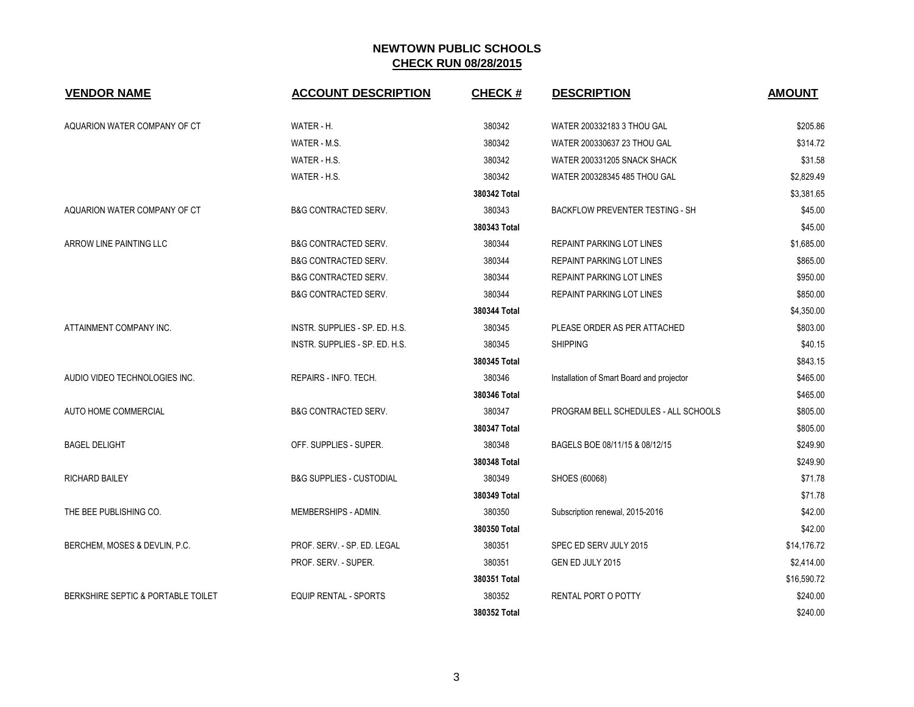## NEWTOWN PUBLIC SCHOOLS
## CHECK RUN 08/28/2015

| VENDOR NAME | ACCOUNT DESCRIPTION | CHECK # | DESCRIPTION | AMOUNT |
|---|---|---|---|---|
| AQUARION WATER COMPANY OF CT | WATER - H. | 380342 | WATER 200332183 3 THOU GAL | $205.86 |
| | WATER - M.S. | 380342 | WATER 200330637 23 THOU GAL | $314.72 |
| | WATER - H.S. | 380342 | WATER 200331205 SNACK SHACK | $31.58 |
| | WATER - H.S. | 380342 | WATER 200328345 485 THOU GAL | $2,829.49 |
| | | **380342 Total** | | $3,381.65 |
| AQUARION WATER COMPANY OF CT | B&G CONTRACTED SERV. | 380343 | BACKFLOW PREVENTER TESTING - SH | $45.00 |
| | | **380343 Total** | | $45.00 |
| ARROW LINE PAINTING LLC | B&G CONTRACTED SERV. | 380344 | REPAINT PARKING LOT LINES | $1,685.00 |
| | B&G CONTRACTED SERV. | 380344 | REPAINT PARKING LOT LINES | $865.00 |
| | B&G CONTRACTED SERV. | 380344 | REPAINT PARKING LOT LINES | $950.00 |
| | B&G CONTRACTED SERV. | 380344 | REPAINT PARKING LOT LINES | $850.00 |
| | | **380344 Total** | | $4,350.00 |
| ATTAINMENT COMPANY INC. | INSTR. SUPPLIES - SP. ED. H.S. | 380345 | PLEASE ORDER AS PER ATTACHED | $803.00 |
| | INSTR. SUPPLIES - SP. ED. H.S. | 380345 | SHIPPING | $40.15 |
| | | **380345 Total** | | $843.15 |
| AUDIO VIDEO TECHNOLOGIES INC. | REPAIRS - INFO. TECH. | 380346 | Installation of Smart Board and projector | $465.00 |
| | | **380346 Total** | | $465.00 |
| AUTO HOME COMMERCIAL | B&G CONTRACTED SERV. | 380347 | PROGRAM BELL SCHEDULES - ALL SCHOOLS | $805.00 |
| | | **380347 Total** | | $805.00 |
| BAGEL DELIGHT | OFF. SUPPLIES - SUPER. | 380348 | BAGELS BOE 08/11/15 & 08/12/15 | $249.90 |
| | | **380348 Total** | | $249.90 |
| RICHARD BAILEY | B&G SUPPLIES - CUSTODIAL | 380349 | SHOES (60068) | $71.78 |
| | | **380349 Total** | | $71.78 |
| THE BEE PUBLISHING CO. | MEMBERSHIPS - ADMIN. | 380350 | Subscription renewal, 2015-2016 | $42.00 |
| | | **380350 Total** | | $42.00 |
| BERCHEM, MOSES & DEVLIN, P.C. | PROF. SERV. - SP. ED. LEGAL | 380351 | SPEC ED SERV JULY 2015 | $14,176.72 |
| | PROF. SERV. - SUPER. | 380351 | GEN ED JULY 2015 | $2,414.00 |
| | | **380351 Total** | | $16,590.72 |
| BERKSHIRE SEPTIC & PORTABLE TOILET | EQUIP RENTAL - SPORTS | 380352 | RENTAL PORT O POTTY | $240.00 |
| | | **380352 Total** | | $240.00 |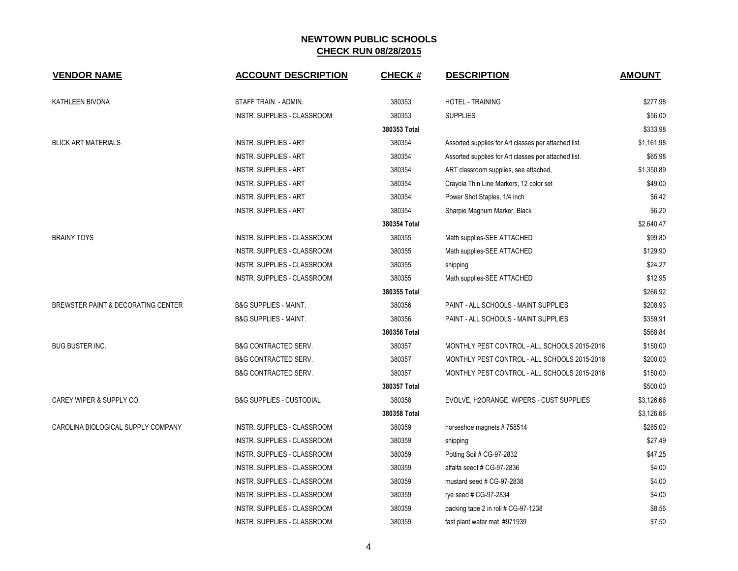## NEWTOWN PUBLIC SCHOOLS
### CHECK RUN 08/28/2015

| VENDOR NAME | ACCOUNT DESCRIPTION | CHECK # | DESCRIPTION | AMOUNT |
|---|---|---|---|---|
| KATHLEEN BIVONA | STAFF TRAIN. - ADMIN. | 380353 | HOTEL - TRAINING | $277.98 |
| | INSTR. SUPPLIES - CLASSROOM | 380353 | SUPPLIES | $56.00 |
| | | **380353 Total** | | $333.98 |
| BLICK ART MATERIALS | INSTR. SUPPLIES - ART | 380354 | Assorted supplies for Art classes per attached list. | $1,161.98 |
| | INSTR. SUPPLIES - ART | 380354 | Assorted supplies for Art classes per attached list. | $65.98 |
| | INSTR. SUPPLIES - ART | 380354 | ART classroom supplies, see attached, | $1,350.89 |
| | INSTR. SUPPLIES - ART | 380354 | Crayola Thin Line Markers, 12 color set | $49.00 |
| | INSTR. SUPPLIES - ART | 380354 | Power Shot Staples, 1/4 inch | $6.42 |
| | INSTR. SUPPLIES - ART | 380354 | Sharpie Magnum Marker, Black | $6.20 |
| | | **380354 Total** | | $2,640.47 |
| BRAINY TOYS | INSTR. SUPPLIES - CLASSROOM | 380355 | Math supplies-SEE ATTACHED | $99.80 |
| | INSTR. SUPPLIES - CLASSROOM | 380355 | Math supplies-SEE ATTACHED | $129.90 |
| | INSTR. SUPPLIES - CLASSROOM | 380355 | shipping | $24.27 |
| | INSTR. SUPPLIES - CLASSROOM | 380355 | Math supplies-SEE ATTACHED | $12.95 |
| | | **380355 Total** | | $266.92 |
| BREWSTER PAINT & DECORATING CENTER | B&G SUPPLIES - MAINT. | 380356 | PAINT - ALL SCHOOLS - MAINT SUPPLIES | $208.93 |
| | B&G SUPPLIES - MAINT. | 380356 | PAINT - ALL SCHOOLS - MAINT SUPPLIES | $359.91 |
| | | **380356 Total** | | $568.84 |
| BUG BUSTER INC. | B&G CONTRACTED SERV. | 380357 | MONTHLY PEST CONTROL - ALL SCHOOLS 2015-2016 | $150.00 |
| | B&G CONTRACTED SERV. | 380357 | MONTHLY PEST CONTROL - ALL SCHOOLS 2015-2016 | $200.00 |
| | B&G CONTRACTED SERV. | 380357 | MONTHLY PEST CONTROL - ALL SCHOOLS 2015-2016 | $150.00 |
| | | **380357 Total** | | $500.00 |
| CAREY WIPER & SUPPLY CO. | B&G SUPPLIES - CUSTODIAL | 380358 | EVOLVE, H2ORANGE, WIPERS - CUST SUPPLIES | $3,126.66 |
| | | **380358 Total** | | $3,126.66 |
| CAROLINA BIOLOGICAL SUPPLY COMPANY | INSTR. SUPPLIES - CLASSROOM | 380359 | horseshoe magnets # 758514 | $285.00 |
| | INSTR. SUPPLIES - CLASSROOM | 380359 | shipping | $27.49 |
| | INSTR. SUPPLIES - CLASSROOM | 380359 | Potting Soil # CG-97-2832 | $47.25 |
| | INSTR. SUPPLIES - CLASSROOM | 380359 | alfalfa seedf # CG-97-2836 | $4.00 |
| | INSTR. SUPPLIES - CLASSROOM | 380359 | mustard seed # CG-97-2838 | $4.00 |
| | INSTR. SUPPLIES - CLASSROOM | 380359 | rye seed # CG-97-2834 | $4.00 |
| | INSTR. SUPPLIES - CLASSROOM | 380359 | packing tape 2 in roll # CG-97-1238 | $8.56 |
| | INSTR. SUPPLIES - CLASSROOM | 380359 | fast plant water mat #971939 | $7.50 |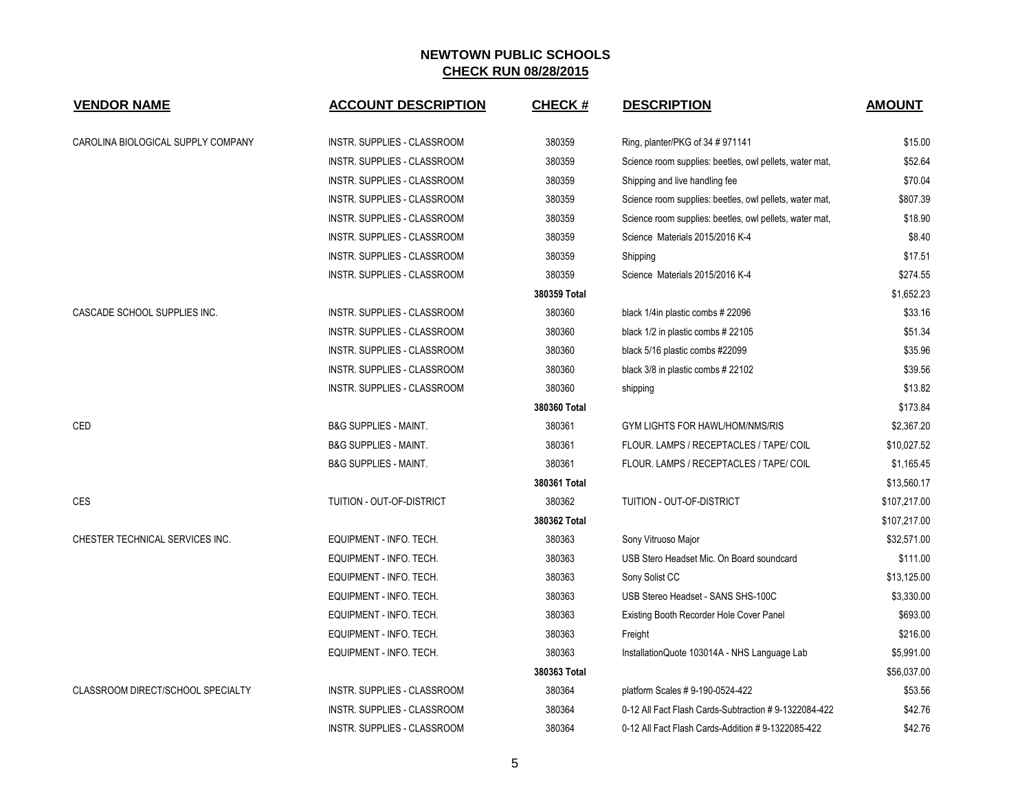# NEWTOWN PUBLIC SCHOOLS
## CHECK RUN 08/28/2015

| VENDOR NAME | ACCOUNT DESCRIPTION | CHECK # | DESCRIPTION | AMOUNT |
|---|---|---|---|---|
| CAROLINA BIOLOGICAL SUPPLY COMPANY | INSTR. SUPPLIES - CLASSROOM | 380359 | Ring, planter/PKG of 34 # 971141 | $15.00 |
| | INSTR. SUPPLIES - CLASSROOM | 380359 | Science room supplies: beetles, owl pellets, water mat, | $52.64 |
| | INSTR. SUPPLIES - CLASSROOM | 380359 | Shipping and live handling fee | $70.04 |
| | INSTR. SUPPLIES - CLASSROOM | 380359 | Science room supplies: beetles, owl pellets, water mat, | $807.39 |
| | INSTR. SUPPLIES - CLASSROOM | 380359 | Science room supplies: beetles, owl pellets, water mat, | $18.90 |
| | INSTR. SUPPLIES - CLASSROOM | 380359 | Science Materials 2015/2016 K-4 | $8.40 |
| | INSTR. SUPPLIES - CLASSROOM | 380359 | Shipping | $17.51 |
| | INSTR. SUPPLIES - CLASSROOM | 380359 | Science Materials 2015/2016 K-4 | $274.55 |
| | | **380359 Total** | | $1,652.23 |
| CASCADE SCHOOL SUPPLIES INC. | INSTR. SUPPLIES - CLASSROOM | 380360 | black 1/4in plastic combs # 22096 | $33.16 |
| | INSTR. SUPPLIES - CLASSROOM | 380360 | black 1/2 in plastic combs # 22105 | $51.34 |
| | INSTR. SUPPLIES - CLASSROOM | 380360 | black 5/16 plastic combs #22099 | $35.96 |
| | INSTR. SUPPLIES - CLASSROOM | 380360 | black 3/8 in plastic combs # 22102 | $39.56 |
| | INSTR. SUPPLIES - CLASSROOM | 380360 | shipping | $13.82 |
| | | **380360 Total** | | $173.84 |
| CED | B&G SUPPLIES - MAINT. | 380361 | GYM LIGHTS FOR HAWL/HOM/NMS/RIS | $2,367.20 |
| | B&G SUPPLIES - MAINT. | 380361 | FLOUR. LAMPS / RECEPTACLES / TAPE/ COIL | $10,027.52 |
| | B&G SUPPLIES - MAINT. | 380361 | FLOUR. LAMPS / RECEPTACLES / TAPE/ COIL | $1,165.45 |
| | | **380361 Total** | | $13,560.17 |
| CES | TUITION - OUT-OF-DISTRICT | 380362 | TUITION - OUT-OF-DISTRICT | $107,217.00 |
| | | **380362 Total** | | $107,217.00 |
| CHESTER TECHNICAL SERVICES INC. | EQUIPMENT - INFO. TECH. | 380363 | Sony Vitruoso Major | $32,571.00 |
| | EQUIPMENT - INFO. TECH. | 380363 | USB Stero Headset Mic. On Board soundcard | $111.00 |
| | EQUIPMENT - INFO. TECH. | 380363 | Sony Solist CC | $13,125.00 |
| | EQUIPMENT - INFO. TECH. | 380363 | USB Stereo Headset - SANS SHS-100C | $3,330.00 |
| | EQUIPMENT - INFO. TECH. | 380363 | Existing Booth Recorder Hole Cover Panel | $693.00 |
| | EQUIPMENT - INFO. TECH. | 380363 | Freight | $216.00 |
| | EQUIPMENT - INFO. TECH. | 380363 | InstallationQuote 103014A - NHS Language Lab | $5,991.00 |
| | | **380363 Total** | | $56,037.00 |
| CLASSROOM DIRECT/SCHOOL SPECIALTY | INSTR. SUPPLIES - CLASSROOM | 380364 | platform Scales # 9-190-0524-422 | $53.56 |
| | INSTR. SUPPLIES - CLASSROOM | 380364 | 0-12 All Fact Flash Cards-Subtraction # 9-1322084-422 | $42.76 |
| | INSTR. SUPPLIES - CLASSROOM | 380364 | 0-12 All Fact Flash Cards-Addition # 9-1322085-422 | $42.76 |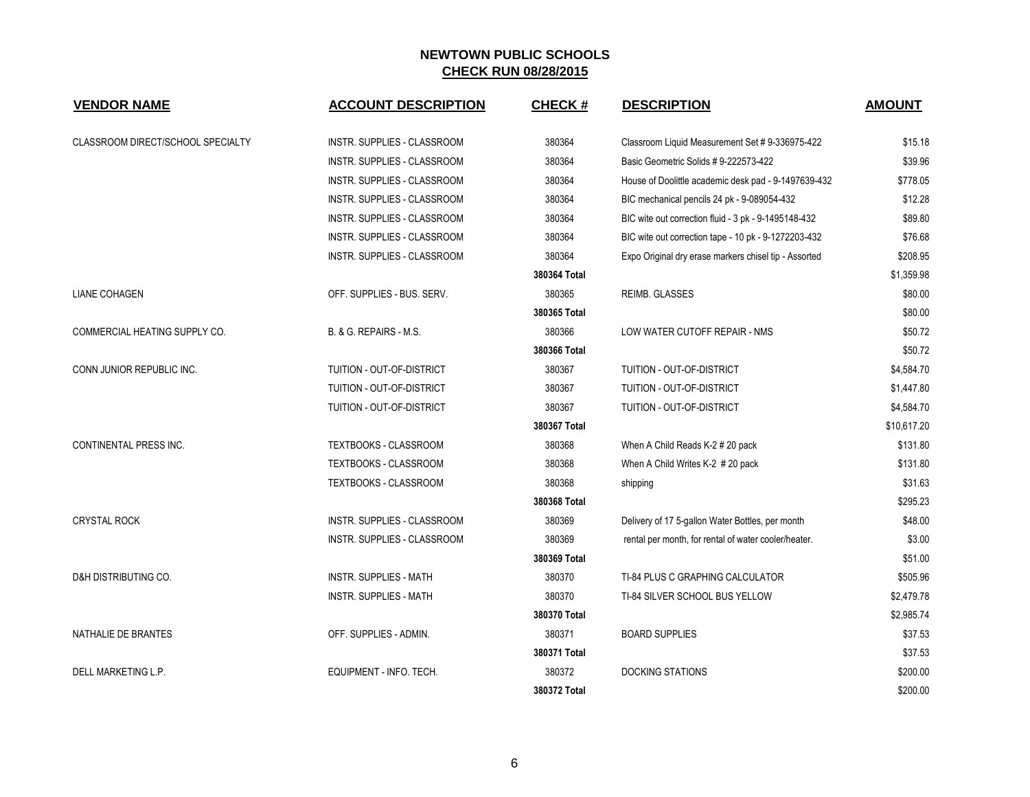# NEWTOWN PUBLIC SCHOOLS

## CHECK RUN 08/28/2015

| VENDOR NAME | ACCOUNT DESCRIPTION | CHECK # | DESCRIPTION | AMOUNT |
|---|---|---|---|---|
| CLASSROOM DIRECT/SCHOOL SPECIALTY | INSTR. SUPPLIES - CLASSROOM | 380364 | Classroom Liquid Measurement Set # 9-336975-422 | $15.18 |
| | INSTR. SUPPLIES - CLASSROOM | 380364 | Basic Geometric Solids # 9-222573-422 | $39.96 |
| | INSTR. SUPPLIES - CLASSROOM | 380364 | House of Doolittle academic desk pad - 9-1497639-432 | $778.05 |
| | INSTR. SUPPLIES - CLASSROOM | 380364 | BIC mechanical pencils 24 pk - 9-089054-432 | $12.28 |
| | INSTR. SUPPLIES - CLASSROOM | 380364 | BIC wite out correction fluid - 3 pk - 9-1495148-432 | $89.80 |
| | INSTR. SUPPLIES - CLASSROOM | 380364 | BIC wite out correction tape - 10 pk - 9-1272203-432 | $76.68 |
| | INSTR. SUPPLIES - CLASSROOM | 380364 | Expo Original dry erase markers chisel tip - Assorted | $208.95 |
| | | **380364 Total** | | $1,359.98 |
| LIANE COHAGEN | OFF. SUPPLIES - BUS. SERV. | 380365 | REIMB. GLASSES | $80.00 |
| | | **380365 Total** | | $80.00 |
| COMMERCIAL HEATING SUPPLY CO. | B. & G. REPAIRS - M.S. | 380366 | LOW WATER CUTOFF REPAIR - NMS | $50.72 |
| | | **380366 Total** | | $50.72 |
| CONN JUNIOR REPUBLIC INC. | TUITION - OUT-OF-DISTRICT | 380367 | TUITION - OUT-OF-DISTRICT | $4,584.70 |
| | TUITION - OUT-OF-DISTRICT | 380367 | TUITION - OUT-OF-DISTRICT | $1,447.80 |
| | TUITION - OUT-OF-DISTRICT | 380367 | TUITION - OUT-OF-DISTRICT | $4,584.70 |
| | | **380367 Total** | | $10,617.20 |
| CONTINENTAL PRESS INC. | TEXTBOOKS - CLASSROOM | 380368 | When A Child Reads K-2 # 20 pack | $131.80 |
| | TEXTBOOKS - CLASSROOM | 380368 | When A Child Writes K-2 # 20 pack | $131.80 |
| | TEXTBOOKS - CLASSROOM | 380368 | shipping | $31.63 |
| | | **380368 Total** | | $295.23 |
| CRYSTAL ROCK | INSTR. SUPPLIES - CLASSROOM | 380369 | Delivery of 17 5-gallon Water Bottles, per month | $48.00 |
| | INSTR. SUPPLIES - CLASSROOM | 380369 | rental per month, for rental of water cooler/heater. | $3.00 |
| | | **380369 Total** | | $51.00 |
| D&H DISTRIBUTING CO. | INSTR. SUPPLIES - MATH | 380370 | TI-84 PLUS C GRAPHING CALCULATOR | $505.96 |
| | INSTR. SUPPLIES - MATH | 380370 | TI-84 SILVER SCHOOL BUS YELLOW | $2,479.78 |
| | | **380370 Total** | | $2,985.74 |
| NATHALIE DE BRANTES | OFF. SUPPLIES - ADMIN. | 380371 | BOARD SUPPLIES | $37.53 |
| | | **380371 Total** | | $37.53 |
| DELL MARKETING L.P. | EQUIPMENT - INFO. TECH. | 380372 | DOCKING STATIONS | $200.00 |
| | | **380372 Total** | | $200.00 |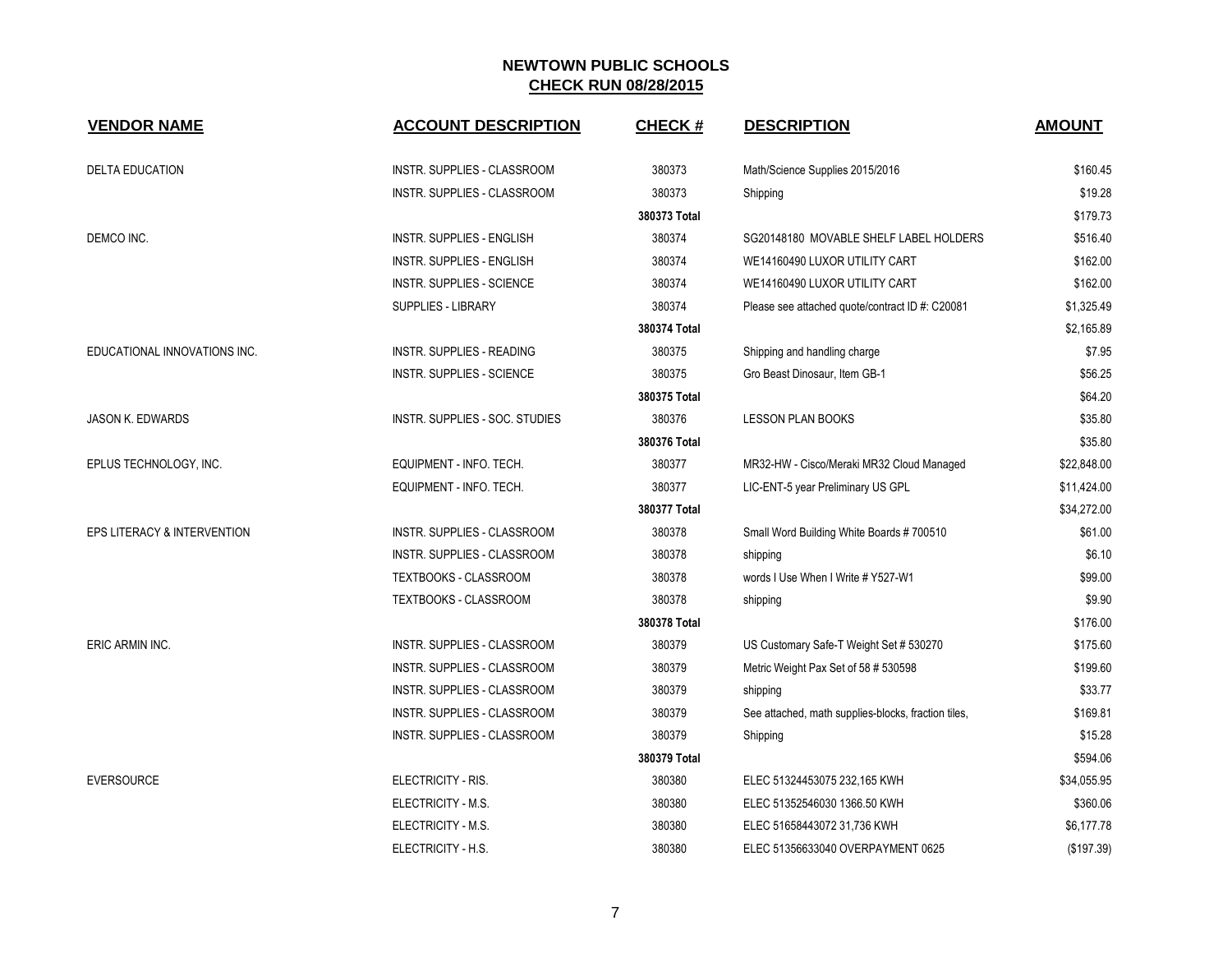# NEWTOWN PUBLIC SCHOOLS

## CHECK RUN 08/28/2015

| VENDOR NAME | ACCOUNT DESCRIPTION | CHECK # | DESCRIPTION | AMOUNT |
|---|---|---|---|---|
| DELTA EDUCATION | INSTR. SUPPLIES - CLASSROOM | 380373 | Math/Science Supplies 2015/2016 | $160.45 |
| | INSTR. SUPPLIES - CLASSROOM | 380373 | Shipping | $19.28 |
| | | **380373 Total** | | $179.73 |
| DEMCO INC. | INSTR. SUPPLIES - ENGLISH | 380374 | SG20148180 MOVABLE SHELF LABEL HOLDERS | $516.40 |
| | INSTR. SUPPLIES - ENGLISH | 380374 | WE14160490 LUXOR UTILITY CART | $162.00 |
| | INSTR. SUPPLIES - SCIENCE | 380374 | WE14160490 LUXOR UTILITY CART | $162.00 |
| | SUPPLIES - LIBRARY | 380374 | Please see attached quote/contract ID #: C20081 | $1,325.49 |
| | | **380374 Total** | | $2,165.89 |
| EDUCATIONAL INNOVATIONS INC. | INSTR. SUPPLIES - READING | 380375 | Shipping and handling charge | $7.95 |
| | INSTR. SUPPLIES - SCIENCE | 380375 | Gro Beast Dinosaur, Item GB-1 | $56.25 |
| | | **380375 Total** | | $64.20 |
| JASON K. EDWARDS | INSTR. SUPPLIES - SOC. STUDIES | 380376 | LESSON PLAN BOOKS | $35.80 |
| | | **380376 Total** | | $35.80 |
| EPLUS TECHNOLOGY, INC. | EQUIPMENT - INFO. TECH. | 380377 | MR32-HW - Cisco/Meraki MR32 Cloud Managed | $22,848.00 |
| | EQUIPMENT - INFO. TECH. | 380377 | LIC-ENT-5 year Preliminary US GPL | $11,424.00 |
| | | **380377 Total** | | $34,272.00 |
| EPS LITERACY & INTERVENTION | INSTR. SUPPLIES - CLASSROOM | 380378 | Small Word Building White Boards # 700510 | $61.00 |
| | INSTR. SUPPLIES - CLASSROOM | 380378 | shipping | $6.10 |
| | TEXTBOOKS - CLASSROOM | 380378 | words I Use When I Write # Y527-W1 | $99.00 |
| | TEXTBOOKS - CLASSROOM | 380378 | shipping | $9.90 |
| | | **380378 Total** | | $176.00 |
| ERIC ARMIN INC. | INSTR. SUPPLIES - CLASSROOM | 380379 | US Customary Safe-T Weight Set # 530270 | $175.60 |
| | INSTR. SUPPLIES - CLASSROOM | 380379 | Metric Weight Pax Set of 58 # 530598 | $199.60 |
| | INSTR. SUPPLIES - CLASSROOM | 380379 | shipping | $33.77 |
| | INSTR. SUPPLIES - CLASSROOM | 380379 | See attached, math supplies-blocks, fraction tiles, | $169.81 |
| | INSTR. SUPPLIES - CLASSROOM | 380379 | Shipping | $15.28 |
| | | **380379 Total** | | $594.06 |
| EVERSOURCE | ELECTRICITY - RIS. | 380380 | ELEC 51324453075 232,165 KWH | $34,055.95 |
| | ELECTRICITY - M.S. | 380380 | ELEC 51352546030 1366.50 KWH | $360.06 |
| | ELECTRICITY - M.S. | 380380 | ELEC 51658443072 31,736 KWH | $6,177.78 |
| | ELECTRICITY - H.S. | 380380 | ELEC 51356633040 OVERPAYMENT 0625 | ($197.39) |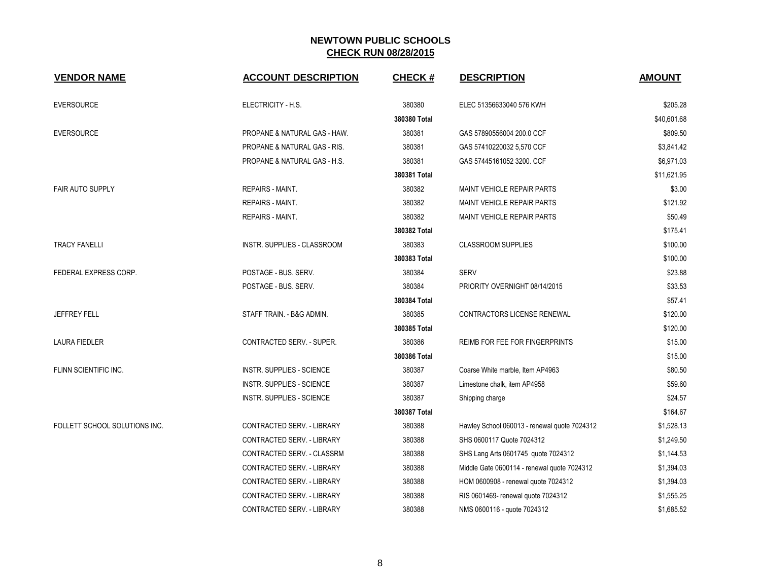# NEWTOWN PUBLIC SCHOOLS

## CHECK RUN 08/28/2015

| VENDOR NAME | ACCOUNT DESCRIPTION | CHECK # | DESCRIPTION | AMOUNT |
|---|---|---|---|---|
| EVERSOURCE | ELECTRICITY - H.S. | 380380 | ELEC 51356633040 576 KWH | $205.28 |
| | | **380380 Total** | | $40,601.68 |
| EVERSOURCE | PROPANE & NATURAL GAS - HAW. | 380381 | GAS 57890556004 200.0 CCF | $809.50 |
| | PROPANE & NATURAL GAS - RIS. | 380381 | GAS 57410220032 5,570 CCF | $3,841.42 |
| | PROPANE & NATURAL GAS - H.S. | 380381 | GAS 57445161052 3200. CCF | $6,971.03 |
| | | **380381 Total** | | $11,621.95 |
| FAIR AUTO SUPPLY | REPAIRS - MAINT. | 380382 | MAINT VEHICLE REPAIR PARTS | $3.00 |
| | REPAIRS - MAINT. | 380382 | MAINT VEHICLE REPAIR PARTS | $121.92 |
| | REPAIRS - MAINT. | 380382 | MAINT VEHICLE REPAIR PARTS | $50.49 |
| | | **380382 Total** | | $175.41 |
| TRACY FANELLI | INSTR. SUPPLIES - CLASSROOM | 380383 | CLASSROOM SUPPLIES | $100.00 |
| | | **380383 Total** | | $100.00 |
| FEDERAL EXPRESS CORP. | POSTAGE - BUS. SERV. | 380384 | SERV | $23.88 |
| | POSTAGE - BUS. SERV. | 380384 | PRIORITY OVERNIGHT 08/14/2015 | $33.53 |
| | | **380384 Total** | | $57.41 |
| JEFFREY FELL | STAFF TRAIN. - B&G ADMIN. | 380385 | CONTRACTORS LICENSE RENEWAL | $120.00 |
| | | **380385 Total** | | $120.00 |
| LAURA FIEDLER | CONTRACTED SERV. - SUPER. | 380386 | REIMB FOR FEE FOR FINGERPRINTS | $15.00 |
| | | **380386 Total** | | $15.00 |
| FLINN SCIENTIFIC INC. | INSTR. SUPPLIES - SCIENCE | 380387 | Coarse White marble, Item AP4963 | $80.50 |
| | INSTR. SUPPLIES - SCIENCE | 380387 | Limestone chalk, item AP4958 | $59.60 |
| | INSTR. SUPPLIES - SCIENCE | 380387 | Shipping charge | $24.57 |
| | | **380387 Total** | | $164.67 |
| FOLLETT SCHOOL SOLUTIONS INC. | CONTRACTED SERV. - LIBRARY | 380388 | Hawley School 060013 - renewal quote 7024312 | $1,528.13 |
| | CONTRACTED SERV. - LIBRARY | 380388 | SHS 0600117 Quote 7024312 | $1,249.50 |
| | CONTRACTED SERV. - CLASSRM | 380388 | SHS Lang Arts 0601745 quote 7024312 | $1,144.53 |
| | CONTRACTED SERV. - LIBRARY | 380388 | Middle Gate 0600114 - renewal quote 7024312 | $1,394.03 |
| | CONTRACTED SERV. - LIBRARY | 380388 | HOM 0600908 - renewal quote 7024312 | $1,394.03 |
| | CONTRACTED SERV. - LIBRARY | 380388 | RIS 0601469- renewal quote 7024312 | $1,555.25 |
| | CONTRACTED SERV. - LIBRARY | 380388 | NMS 0600116 - quote 7024312 | $1,685.52 |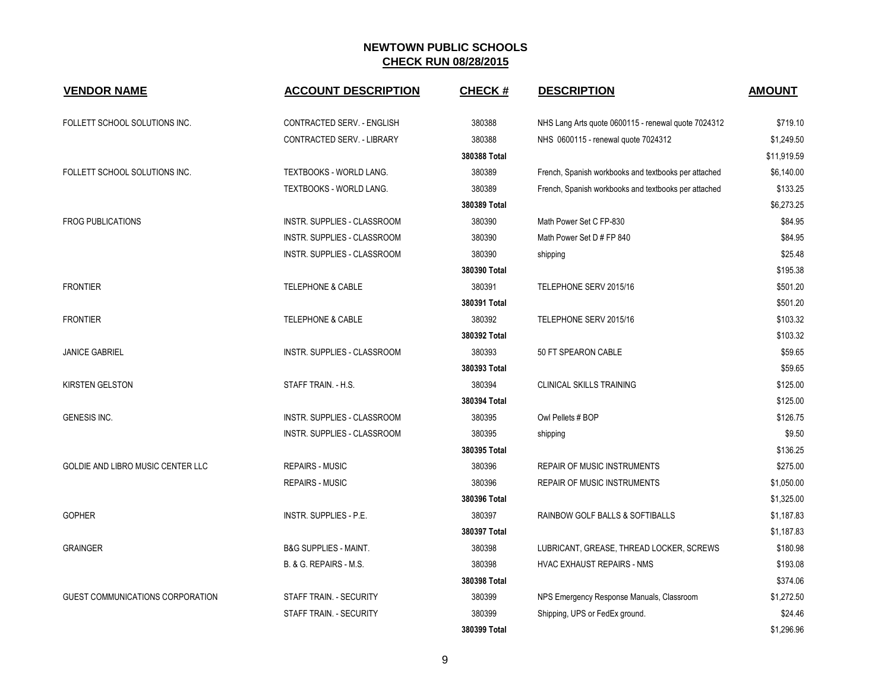# NEWTOWN PUBLIC SCHOOLS

## CHECK RUN 08/28/2015

| VENDOR NAME | ACCOUNT DESCRIPTION | CHECK # | DESCRIPTION | AMOUNT |
|---|---|---|---|---|
| FOLLETT SCHOOL SOLUTIONS INC. | CONTRACTED SERV. - ENGLISH | 380388 | NHS Lang Arts quote 0600115 - renewal quote 7024312 | $719.10 |
| | CONTRACTED SERV. - LIBRARY | 380388 | NHS 0600115 - renewal quote 7024312 | $1,249.50 |
| | | **380388 Total** | | $11,919.59 |
| FOLLETT SCHOOL SOLUTIONS INC. | TEXTBOOKS - WORLD LANG. | 380389 | French, Spanish workbooks and textbooks per attached | $6,140.00 |
| | TEXTBOOKS - WORLD LANG. | 380389 | French, Spanish workbooks and textbooks per attached | $133.25 |
| | | **380389 Total** | | $6,273.25 |
| FROG PUBLICATIONS | INSTR. SUPPLIES - CLASSROOM | 380390 | Math Power Set C FP-830 | $84.95 |
| | INSTR. SUPPLIES - CLASSROOM | 380390 | Math Power Set D # FP 840 | $84.95 |
| | INSTR. SUPPLIES - CLASSROOM | 380390 | shipping | $25.48 |
| | | **380390 Total** | | $195.38 |
| FRONTIER | TELEPHONE & CABLE | 380391 | TELEPHONE SERV 2015/16 | $501.20 |
| | | **380391 Total** | | $501.20 |
| FRONTIER | TELEPHONE & CABLE | 380392 | TELEPHONE SERV 2015/16 | $103.32 |
| | | **380392 Total** | | $103.32 |
| JANICE GABRIEL | INSTR. SUPPLIES - CLASSROOM | 380393 | 50 FT SPEARON CABLE | $59.65 |
| | | **380393 Total** | | $59.65 |
| KIRSTEN GELSTON | STAFF TRAIN. - H.S. | 380394 | CLINICAL SKILLS TRAINING | $125.00 |
| | | **380394 Total** | | $125.00 |
| GENESIS INC. | INSTR. SUPPLIES - CLASSROOM | 380395 | Owl Pellets # BOP | $126.75 |
| | INSTR. SUPPLIES - CLASSROOM | 380395 | shipping | $9.50 |
| | | **380395 Total** | | $136.25 |
| GOLDIE AND LIBRO MUSIC CENTER LLC | REPAIRS - MUSIC | 380396 | REPAIR OF MUSIC INSTRUMENTS | $275.00 |
| | REPAIRS - MUSIC | 380396 | REPAIR OF MUSIC INSTRUMENTS | $1,050.00 |
| | | **380396 Total** | | $1,325.00 |
| GOPHER | INSTR. SUPPLIES - P.E. | 380397 | RAINBOW GOLF BALLS & SOFTIBALLS | $1,187.83 |
| | | **380397 Total** | | $1,187.83 |
| GRAINGER | B&G SUPPLIES - MAINT. | 380398 | LUBRICANT, GREASE, THREAD LOCKER, SCREWS | $180.98 |
| | B. & G. REPAIRS - M.S. | 380398 | HVAC EXHAUST REPAIRS - NMS | $193.08 |
| | | **380398 Total** | | $374.06 |
| GUEST COMMUNICATIONS CORPORATION | STAFF TRAIN. - SECURITY | 380399 | NPS Emergency Response Manuals, Classroom | $1,272.50 |
| | STAFF TRAIN. - SECURITY | 380399 | Shipping, UPS or FedEx ground. | $24.46 |
| | | **380399 Total** | | $1,296.96 |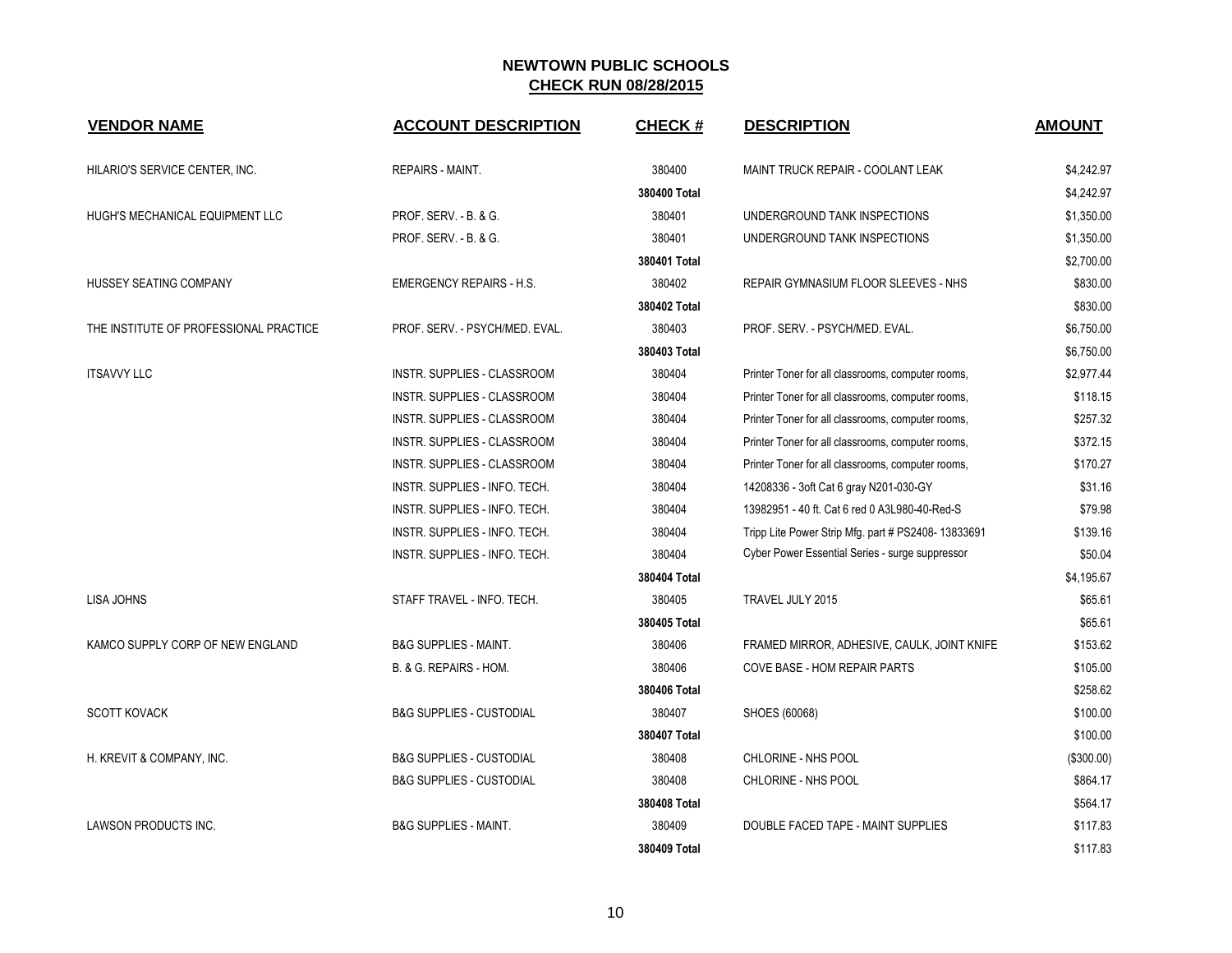# NEWTOWN PUBLIC SCHOOLS

## CHECK RUN 08/28/2015

| VENDOR NAME | ACCOUNT DESCRIPTION | CHECK # | DESCRIPTION | AMOUNT |
|---|---|---|---|---|
| HILARIO'S SERVICE CENTER, INC. | REPAIRS - MAINT. | 380400 | MAINT TRUCK REPAIR - COOLANT LEAK | $4,242.97 |
| | | **380400 Total** | | $4,242.97 |
| HUGH'S MECHANICAL EQUIPMENT LLC | PROF. SERV. - B. & G. | 380401 | UNDERGROUND TANK INSPECTIONS | $1,350.00 |
| | PROF. SERV. - B. & G. | 380401 | UNDERGROUND TANK INSPECTIONS | $1,350.00 |
| | | **380401 Total** | | $2,700.00 |
| HUSSEY SEATING COMPANY | EMERGENCY REPAIRS - H.S. | 380402 | REPAIR GYMNASIUM FLOOR SLEEVES - NHS | $830.00 |
| | | **380402 Total** | | $830.00 |
| THE INSTITUTE OF PROFESSIONAL PRACTICE | PROF. SERV. - PSYCH/MED. EVAL. | 380403 | PROF. SERV. - PSYCH/MED. EVAL. | $6,750.00 |
| | | **380403 Total** | | $6,750.00 |
| ITSAVVY LLC | INSTR. SUPPLIES - CLASSROOM | 380404 | Printer Toner for all classrooms, computer rooms, | $2,977.44 |
| | INSTR. SUPPLIES - CLASSROOM | 380404 | Printer Toner for all classrooms, computer rooms, | $118.15 |
| | INSTR. SUPPLIES - CLASSROOM | 380404 | Printer Toner for all classrooms, computer rooms, | $257.32 |
| | INSTR. SUPPLIES - CLASSROOM | 380404 | Printer Toner for all classrooms, computer rooms, | $372.15 |
| | INSTR. SUPPLIES - CLASSROOM | 380404 | Printer Toner for all classrooms, computer rooms, | $170.27 |
| | INSTR. SUPPLIES - INFO. TECH. | 380404 | 14208336 - 3oft Cat 6 gray N201-030-GY | $31.16 |
| | INSTR. SUPPLIES - INFO. TECH. | 380404 | 13982951 - 40 ft. Cat 6 red 0 A3L980-40-Red-S | $79.98 |
| | INSTR. SUPPLIES - INFO. TECH. | 380404 | Tripp Lite Power Strip Mfg. part # PS2408- 13833691 | $139.16 |
| | INSTR. SUPPLIES - INFO. TECH. | 380404 | Cyber Power Essential Series - surge suppressor | $50.04 |
| | | **380404 Total** | | $4,195.67 |
| LISA JOHNS | STAFF TRAVEL - INFO. TECH. | 380405 | TRAVEL JULY 2015 | $65.61 |
| | | **380405 Total** | | $65.61 |
| KAMCO SUPPLY CORP OF NEW ENGLAND | B&G SUPPLIES - MAINT. | 380406 | FRAMED MIRROR, ADHESIVE, CAULK, JOINT KNIFE | $153.62 |
| | B. & G. REPAIRS - HOM. | 380406 | COVE BASE - HOM REPAIR PARTS | $105.00 |
| | | **380406 Total** | | $258.62 |
| SCOTT KOVACK | B&G SUPPLIES - CUSTODIAL | 380407 | SHOES (60068) | $100.00 |
| | | **380407 Total** | | $100.00 |
| H. KREVIT & COMPANY, INC. | B&G SUPPLIES - CUSTODIAL | 380408 | CHLORINE - NHS POOL | ($300.00) |
| | B&G SUPPLIES - CUSTODIAL | 380408 | CHLORINE - NHS POOL | $864.17 |
| | | **380408 Total** | | $564.17 |
| LAWSON PRODUCTS INC. | B&G SUPPLIES - MAINT. | 380409 | DOUBLE FACED TAPE - MAINT SUPPLIES | $117.83 |
| | | **380409 Total** | | $117.83 |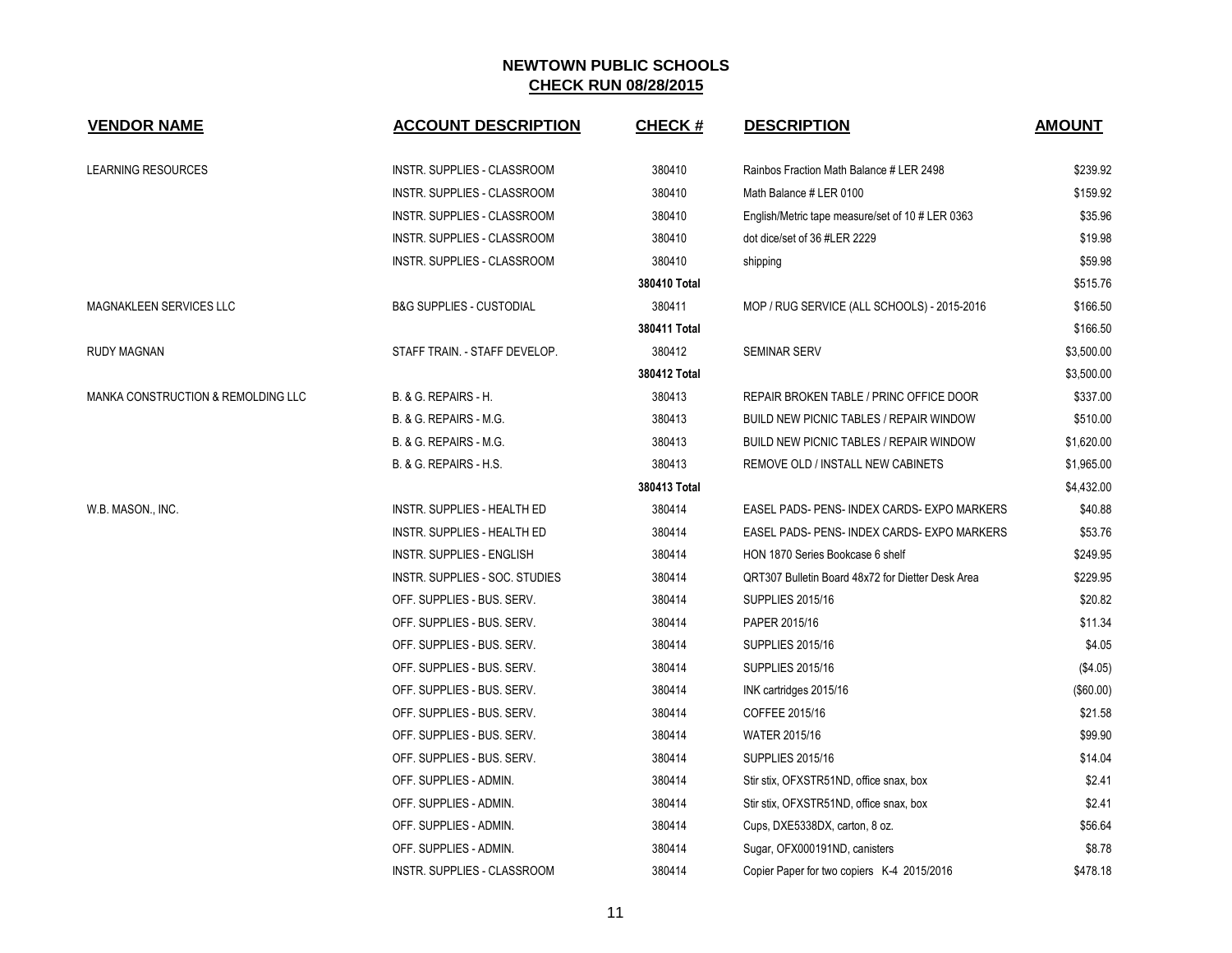# NEWTOWN PUBLIC SCHOOLS

## CHECK RUN 08/28/2015

| VENDOR NAME | ACCOUNT DESCRIPTION | CHECK # | DESCRIPTION | AMOUNT |
|---|---|---|---|---|
| LEARNING RESOURCES | INSTR. SUPPLIES - CLASSROOM | 380410 | Rainbos Fraction Math Balance # LER 2498 | $239.92 |
| | INSTR. SUPPLIES - CLASSROOM | 380410 | Math Balance # LER 0100 | $159.92 |
| | INSTR. SUPPLIES - CLASSROOM | 380410 | English/Metric tape measure/set of 10 # LER 0363 | $35.96 |
| | INSTR. SUPPLIES - CLASSROOM | 380410 | dot dice/set of 36 #LER 2229 | $19.98 |
| | INSTR. SUPPLIES - CLASSROOM | 380410 | shipping | $59.98 |
| | | **380410 Total** | | $515.76 |
| MAGNAKLEEN SERVICES LLC | B&G SUPPLIES - CUSTODIAL | 380411 | MOP / RUG SERVICE (ALL SCHOOLS) - 2015-2016 | $166.50 |
| | | **380411 Total** | | $166.50 |
| RUDY MAGNAN | STAFF TRAIN. - STAFF DEVELOP. | 380412 | SEMINAR SERV | $3,500.00 |
| | | **380412 Total** | | $3,500.00 |
| MANKA CONSTRUCTION & REMOLDING LLC | B. & G. REPAIRS - H. | 380413 | REPAIR BROKEN TABLE / PRINC OFFICE DOOR | $337.00 |
| | B. & G. REPAIRS - M.G. | 380413 | BUILD NEW PICNIC TABLES / REPAIR WINDOW | $510.00 |
| | B. & G. REPAIRS - M.G. | 380413 | BUILD NEW PICNIC TABLES / REPAIR WINDOW | $1,620.00 |
| | B. & G. REPAIRS - H.S. | 380413 | REMOVE OLD / INSTALL NEW CABINETS | $1,965.00 |
| | | **380413 Total** | | $4,432.00 |
| W.B. MASON., INC. | INSTR. SUPPLIES - HEALTH ED | 380414 | EASEL PADS- PENS- INDEX CARDS- EXPO MARKERS | $40.88 |
| | INSTR. SUPPLIES - HEALTH ED | 380414 | EASEL PADS- PENS- INDEX CARDS- EXPO MARKERS | $53.76 |
| | INSTR. SUPPLIES - ENGLISH | 380414 | HON 1870 Series Bookcase 6 shelf | $249.95 |
| | INSTR. SUPPLIES - SOC. STUDIES | 380414 | QRT307 Bulletin Board 48x72 for Dietter Desk Area | $229.95 |
| | OFF. SUPPLIES - BUS. SERV. | 380414 | SUPPLIES 2015/16 | $20.82 |
| | OFF. SUPPLIES - BUS. SERV. | 380414 | PAPER 2015/16 | $11.34 |
| | OFF. SUPPLIES - BUS. SERV. | 380414 | SUPPLIES 2015/16 | $4.05 |
| | OFF. SUPPLIES - BUS. SERV. | 380414 | SUPPLIES 2015/16 | ($4.05) |
| | OFF. SUPPLIES - BUS. SERV. | 380414 | INK cartridges 2015/16 | ($60.00) |
| | OFF. SUPPLIES - BUS. SERV. | 380414 | COFFEE 2015/16 | $21.58 |
| | OFF. SUPPLIES - BUS. SERV. | 380414 | WATER 2015/16 | $99.90 |
| | OFF. SUPPLIES - BUS. SERV. | 380414 | SUPPLIES 2015/16 | $14.04 |
| | OFF. SUPPLIES - ADMIN. | 380414 | Stir stix, OFXSTR51ND, office snax, box | $2.41 |
| | OFF. SUPPLIES - ADMIN. | 380414 | Stir stix, OFXSTR51ND, office snax, box | $2.41 |
| | OFF. SUPPLIES - ADMIN. | 380414 | Cups, DXE5338DX, carton, 8 oz. | $56.64 |
| | OFF. SUPPLIES - ADMIN. | 380414 | Sugar, OFX000191ND, canisters | $8.78 |
| | INSTR. SUPPLIES - CLASSROOM | 380414 | Copier Paper for two copiers K-4 2015/2016 | $478.18 |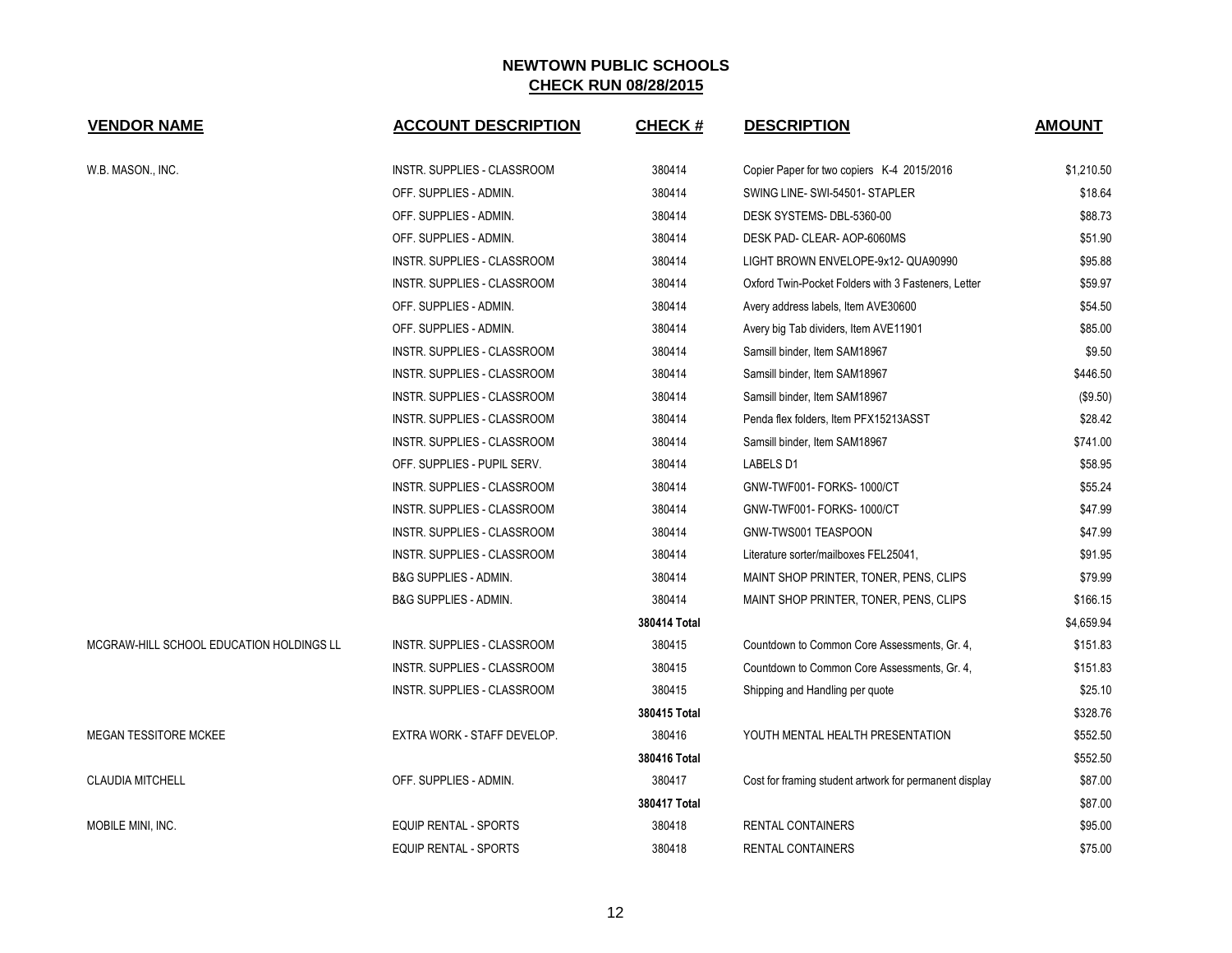# NEWTOWN PUBLIC SCHOOLS

## CHECK RUN 08/28/2015

| VENDOR NAME | ACCOUNT DESCRIPTION | CHECK # | DESCRIPTION | AMOUNT |
|---|---|---|---|---|
| W.B. MASON., INC. | INSTR. SUPPLIES - CLASSROOM | 380414 | Copier Paper for two copiers K-4 2015/2016 | $1,210.50 |
| | OFF. SUPPLIES - ADMIN. | 380414 | SWING LINE- SWI-54501- STAPLER | $18.64 |
| | OFF. SUPPLIES - ADMIN. | 380414 | DESK SYSTEMS- DBL-5360-00 | $88.73 |
| | OFF. SUPPLIES - ADMIN. | 380414 | DESK PAD- CLEAR- AOP-6060MS | $51.90 |
| | INSTR. SUPPLIES - CLASSROOM | 380414 | LIGHT BROWN ENVELOPE-9x12- QUA90990 | $95.88 |
| | INSTR. SUPPLIES - CLASSROOM | 380414 | Oxford Twin-Pocket Folders with 3 Fasteners, Letter | $59.97 |
| | OFF. SUPPLIES - ADMIN. | 380414 | Avery address labels, Item AVE30600 | $54.50 |
| | OFF. SUPPLIES - ADMIN. | 380414 | Avery big Tab dividers, Item AVE11901 | $85.00 |
| | INSTR. SUPPLIES - CLASSROOM | 380414 | Samsill binder, Item SAM18967 | $9.50 |
| | INSTR. SUPPLIES - CLASSROOM | 380414 | Samsill binder, Item SAM18967 | $446.50 |
| | INSTR. SUPPLIES - CLASSROOM | 380414 | Samsill binder, Item SAM18967 | ($9.50) |
| | INSTR. SUPPLIES - CLASSROOM | 380414 | Penda flex folders, Item PFX15213ASST | $28.42 |
| | INSTR. SUPPLIES - CLASSROOM | 380414 | Samsill binder, Item SAM18967 | $741.00 |
| | OFF. SUPPLIES - PUPIL SERV. | 380414 | LABELS D1 | $58.95 |
| | INSTR. SUPPLIES - CLASSROOM | 380414 | GNW-TWF001- FORKS- 1000/CT | $55.24 |
| | INSTR. SUPPLIES - CLASSROOM | 380414 | GNW-TWF001- FORKS- 1000/CT | $47.99 |
| | INSTR. SUPPLIES - CLASSROOM | 380414 | GNW-TWS001 TEASPOON | $47.99 |
| | INSTR. SUPPLIES - CLASSROOM | 380414 | Literature sorter/mailboxes FEL25041, | $91.95 |
| | B&G SUPPLIES - ADMIN. | 380414 | MAINT SHOP PRINTER, TONER, PENS, CLIPS | $79.99 |
| | B&G SUPPLIES - ADMIN. | 380414 | MAINT SHOP PRINTER, TONER, PENS, CLIPS | $166.15 |
| | | **380414 Total** | | $4,659.94 |
| MCGRAW-HILL SCHOOL EDUCATION HOLDINGS LL | INSTR. SUPPLIES - CLASSROOM | 380415 | Countdown to Common Core Assessments, Gr. 4, | $151.83 |
| | INSTR. SUPPLIES - CLASSROOM | 380415 | Countdown to Common Core Assessments, Gr. 4, | $151.83 |
| | INSTR. SUPPLIES - CLASSROOM | 380415 | Shipping and Handling per quote | $25.10 |
| | | **380415 Total** | | $328.76 |
| MEGAN TESSITORE MCKEE | EXTRA WORK - STAFF DEVELOP. | 380416 | YOUTH MENTAL HEALTH PRESENTATION | $552.50 |
| | | **380416 Total** | | $552.50 |
| CLAUDIA MITCHELL | OFF. SUPPLIES - ADMIN. | 380417 | Cost for framing student artwork for permanent display | $87.00 |
| | | **380417 Total** | | $87.00 |
| MOBILE MINI, INC. | EQUIP RENTAL - SPORTS | 380418 | RENTAL CONTAINERS | $95.00 |
| | EQUIP RENTAL - SPORTS | 380418 | RENTAL CONTAINERS | $75.00 |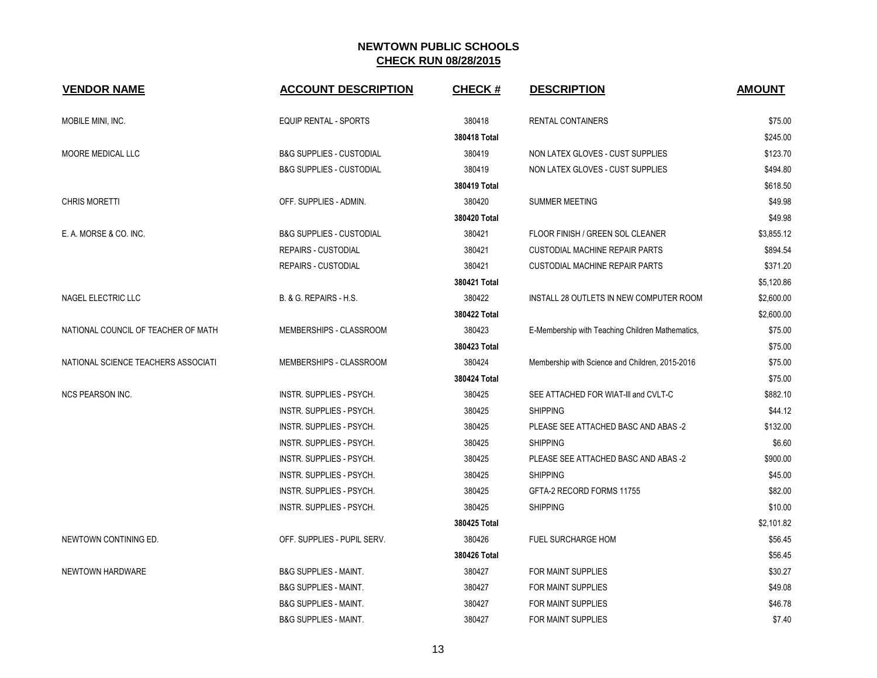## NEWTOWN PUBLIC SCHOOLS

**CHECK RUN 08/28/2015**

| VENDOR NAME | ACCOUNT DESCRIPTION | CHECK # | DESCRIPTION | AMOUNT |
|---|---|---|---|---|
| MOBILE MINI, INC. | EQUIP RENTAL - SPORTS | 380418 | RENTAL CONTAINERS | $75.00 |
| | | 380418 Total | | $245.00 |
| MOORE MEDICAL LLC | B&G SUPPLIES - CUSTODIAL | 380419 | NON LATEX GLOVES - CUST SUPPLIES | $123.70 |
| | B&G SUPPLIES - CUSTODIAL | 380419 | NON LATEX GLOVES - CUST SUPPLIES | $494.80 |
| | | 380419 Total | | $618.50 |
| CHRIS MORETTI | OFF. SUPPLIES - ADMIN. | 380420 | SUMMER MEETING | $49.98 |
| | | 380420 Total | | $49.98 |
| E. A. MORSE & CO. INC. | B&G SUPPLIES - CUSTODIAL | 380421 | FLOOR FINISH / GREEN SOL CLEANER | $3,855.12 |
| | REPAIRS - CUSTODIAL | 380421 | CUSTODIAL MACHINE REPAIR PARTS | $894.54 |
| | REPAIRS - CUSTODIAL | 380421 | CUSTODIAL MACHINE REPAIR PARTS | $371.20 |
| | | 380421 Total | | $5,120.86 |
| NAGEL ELECTRIC LLC | B. & G. REPAIRS - H.S. | 380422 | INSTALL 28 OUTLETS IN NEW COMPUTER ROOM | $2,600.00 |
| | | 380422 Total | | $2,600.00 |
| NATIONAL COUNCIL OF TEACHER OF MATH | MEMBERSHIPS - CLASSROOM | 380423 | E-Membership with Teaching Children Mathematics, | $75.00 |
| | | 380423 Total | | $75.00 |
| NATIONAL SCIENCE TEACHERS ASSOCIATI | MEMBERSHIPS - CLASSROOM | 380424 | Membership with Science and Children, 2015-2016 | $75.00 |
| | | 380424 Total | | $75.00 |
| NCS PEARSON INC. | INSTR. SUPPLIES - PSYCH. | 380425 | SEE ATTACHED FOR WIAT-III and CVLT-C | $882.10 |
| | INSTR. SUPPLIES - PSYCH. | 380425 | SHIPPING | $44.12 |
| | INSTR. SUPPLIES - PSYCH. | 380425 | PLEASE SEE ATTACHED BASC AND ABAS -2 | $132.00 |
| | INSTR. SUPPLIES - PSYCH. | 380425 | SHIPPING | $6.60 |
| | INSTR. SUPPLIES - PSYCH. | 380425 | PLEASE SEE ATTACHED BASC AND ABAS -2 | $900.00 |
| | INSTR. SUPPLIES - PSYCH. | 380425 | SHIPPING | $45.00 |
| | INSTR. SUPPLIES - PSYCH. | 380425 | GFTA-2 RECORD FORMS 11755 | $82.00 |
| | INSTR. SUPPLIES - PSYCH. | 380425 | SHIPPING | $10.00 |
| | | 380425 Total | | $2,101.82 |
| NEWTOWN CONTINING ED. | OFF. SUPPLIES - PUPIL SERV. | 380426 | FUEL SURCHARGE HOM | $56.45 |
| | | 380426 Total | | $56.45 |
| NEWTOWN HARDWARE | B&G SUPPLIES - MAINT. | 380427 | FOR MAINT SUPPLIES | $30.27 |
| | B&G SUPPLIES - MAINT. | 380427 | FOR MAINT SUPPLIES | $49.08 |
| | B&G SUPPLIES - MAINT. | 380427 | FOR MAINT SUPPLIES | $46.78 |
| | B&G SUPPLIES - MAINT. | 380427 | FOR MAINT SUPPLIES | $7.40 |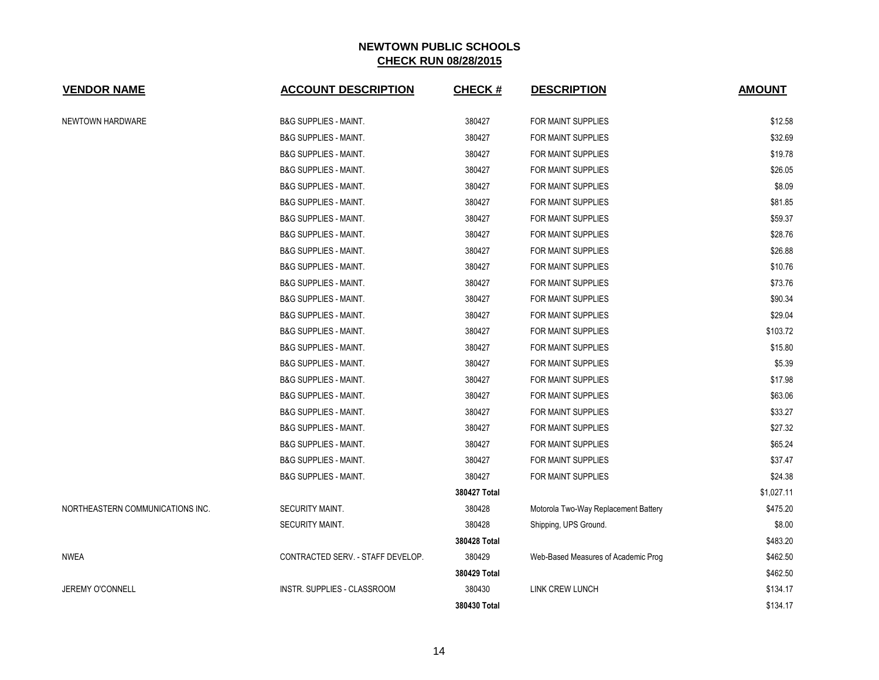# NEWTOWN PUBLIC SCHOOLS

## CHECK RUN 08/28/2015

| VENDOR NAME | ACCOUNT DESCRIPTION | CHECK # | DESCRIPTION | AMOUNT |
|---|---|---|---|---|
| NEWTOWN HARDWARE | B&G SUPPLIES - MAINT. | 380427 | FOR MAINT SUPPLIES | $12.58 |
| | B&G SUPPLIES - MAINT. | 380427 | FOR MAINT SUPPLIES | $32.69 |
| | B&G SUPPLIES - MAINT. | 380427 | FOR MAINT SUPPLIES | $19.78 |
| | B&G SUPPLIES - MAINT. | 380427 | FOR MAINT SUPPLIES | $26.05 |
| | B&G SUPPLIES - MAINT. | 380427 | FOR MAINT SUPPLIES | $8.09 |
| | B&G SUPPLIES - MAINT. | 380427 | FOR MAINT SUPPLIES | $81.85 |
| | B&G SUPPLIES - MAINT. | 380427 | FOR MAINT SUPPLIES | $59.37 |
| | B&G SUPPLIES - MAINT. | 380427 | FOR MAINT SUPPLIES | $28.76 |
| | B&G SUPPLIES - MAINT. | 380427 | FOR MAINT SUPPLIES | $26.88 |
| | B&G SUPPLIES - MAINT. | 380427 | FOR MAINT SUPPLIES | $10.76 |
| | B&G SUPPLIES - MAINT. | 380427 | FOR MAINT SUPPLIES | $73.76 |
| | B&G SUPPLIES - MAINT. | 380427 | FOR MAINT SUPPLIES | $90.34 |
| | B&G SUPPLIES - MAINT. | 380427 | FOR MAINT SUPPLIES | $29.04 |
| | B&G SUPPLIES - MAINT. | 380427 | FOR MAINT SUPPLIES | $103.72 |
| | B&G SUPPLIES - MAINT. | 380427 | FOR MAINT SUPPLIES | $15.80 |
| | B&G SUPPLIES - MAINT. | 380427 | FOR MAINT SUPPLIES | $5.39 |
| | B&G SUPPLIES - MAINT. | 380427 | FOR MAINT SUPPLIES | $17.98 |
| | B&G SUPPLIES - MAINT. | 380427 | FOR MAINT SUPPLIES | $63.06 |
| | B&G SUPPLIES - MAINT. | 380427 | FOR MAINT SUPPLIES | $33.27 |
| | B&G SUPPLIES - MAINT. | 380427 | FOR MAINT SUPPLIES | $27.32 |
| | B&G SUPPLIES - MAINT. | 380427 | FOR MAINT SUPPLIES | $65.24 |
| | B&G SUPPLIES - MAINT. | 380427 | FOR MAINT SUPPLIES | $37.47 |
| | B&G SUPPLIES - MAINT. | 380427 | FOR MAINT SUPPLIES | $24.38 |
| | | **380427 Total** | | $1,027.11 |
| NORTHEASTERN COMMUNICATIONS INC. | SECURITY MAINT. | 380428 | Motorola Two-Way Replacement Battery | $475.20 |
| | SECURITY MAINT. | 380428 | Shipping, UPS Ground. | $8.00 |
| | | **380428 Total** | | $483.20 |
| NWEA | CONTRACTED SERV. - STAFF DEVELOP. | 380429 | Web-Based Measures of Academic Prog | $462.50 |
| | | **380429 Total** | | $462.50 |
| JEREMY O'CONNELL | INSTR. SUPPLIES - CLASSROOM | 380430 | LINK CREW LUNCH | $134.17 |
| | | **380430 Total** | | $134.17 |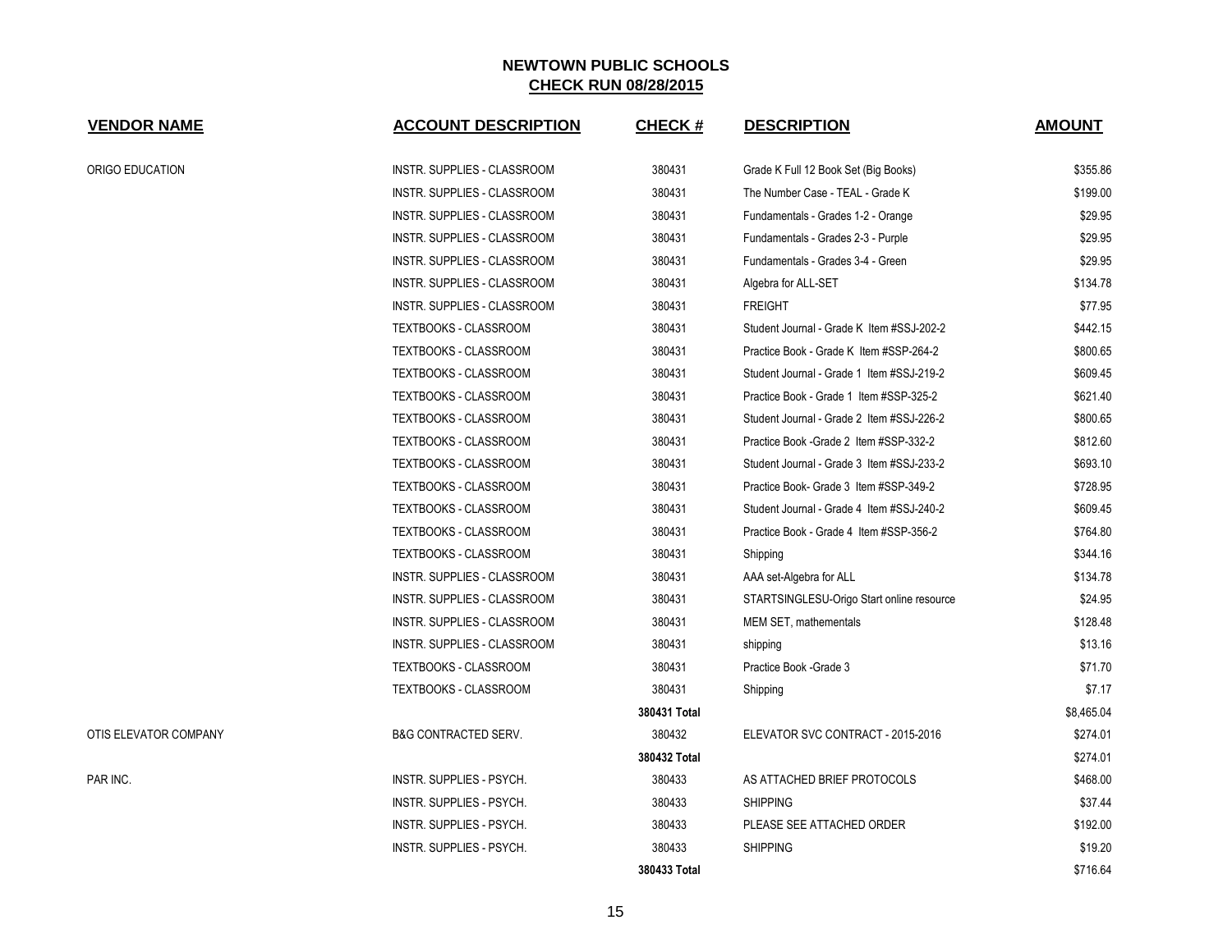# NEWTOWN PUBLIC SCHOOLS

## CHECK RUN 08/28/2015

| VENDOR NAME | ACCOUNT DESCRIPTION | CHECK # | DESCRIPTION | AMOUNT |
|---|---|---|---|---|
| ORIGO EDUCATION | INSTR. SUPPLIES - CLASSROOM | 380431 | Grade K Full 12 Book Set (Big Books) | $355.86 |
| | INSTR. SUPPLIES - CLASSROOM | 380431 | The Number Case - TEAL - Grade K | $199.00 |
| | INSTR. SUPPLIES - CLASSROOM | 380431 | Fundamentals - Grades 1-2 - Orange | $29.95 |
| | INSTR. SUPPLIES - CLASSROOM | 380431 | Fundamentals - Grades 2-3 - Purple | $29.95 |
| | INSTR. SUPPLIES - CLASSROOM | 380431 | Fundamentals - Grades 3-4 - Green | $29.95 |
| | INSTR. SUPPLIES - CLASSROOM | 380431 | Algebra for ALL-SET | $134.78 |
| | INSTR. SUPPLIES - CLASSROOM | 380431 | FREIGHT | $77.95 |
| | TEXTBOOKS - CLASSROOM | 380431 | Student Journal - Grade K Item #SSJ-202-2 | $442.15 |
| | TEXTBOOKS - CLASSROOM | 380431 | Practice Book - Grade K Item #SSP-264-2 | $800.65 |
| | TEXTBOOKS - CLASSROOM | 380431 | Student Journal - Grade 1 Item #SSJ-219-2 | $609.45 |
| | TEXTBOOKS - CLASSROOM | 380431 | Practice Book - Grade 1 Item #SSP-325-2 | $621.40 |
| | TEXTBOOKS - CLASSROOM | 380431 | Student Journal - Grade 2 Item #SSJ-226-2 | $800.65 |
| | TEXTBOOKS - CLASSROOM | 380431 | Practice Book -Grade 2 Item #SSP-332-2 | $812.60 |
| | TEXTBOOKS - CLASSROOM | 380431 | Student Journal - Grade 3 Item #SSJ-233-2 | $693.10 |
| | TEXTBOOKS - CLASSROOM | 380431 | Practice Book- Grade 3 Item #SSP-349-2 | $728.95 |
| | TEXTBOOKS - CLASSROOM | 380431 | Student Journal - Grade 4 Item #SSJ-240-2 | $609.45 |
| | TEXTBOOKS - CLASSROOM | 380431 | Practice Book - Grade 4 Item #SSP-356-2 | $764.80 |
| | TEXTBOOKS - CLASSROOM | 380431 | Shipping | $344.16 |
| | INSTR. SUPPLIES - CLASSROOM | 380431 | AAA set-Algebra for ALL | $134.78 |
| | INSTR. SUPPLIES - CLASSROOM | 380431 | STARTSINGLESU-Origo Start online resource | $24.95 |
| | INSTR. SUPPLIES - CLASSROOM | 380431 | MEM SET, mathementals | $128.48 |
| | INSTR. SUPPLIES - CLASSROOM | 380431 | shipping | $13.16 |
| | TEXTBOOKS - CLASSROOM | 380431 | Practice Book -Grade 3 | $71.70 |
| | TEXTBOOKS - CLASSROOM | 380431 | Shipping | $7.17 |
| | | **380431 Total** | | $8,465.04 |
| OTIS ELEVATOR COMPANY | B&G CONTRACTED SERV. | 380432 | ELEVATOR SVC CONTRACT - 2015-2016 | $274.01 |
| | | **380432 Total** | | $274.01 |
| PAR INC. | INSTR. SUPPLIES - PSYCH. | 380433 | AS ATTACHED BRIEF PROTOCOLS | $468.00 |
| | INSTR. SUPPLIES - PSYCH. | 380433 | SHIPPING | $37.44 |
| | INSTR. SUPPLIES - PSYCH. | 380433 | PLEASE SEE ATTACHED ORDER | $192.00 |
| | INSTR. SUPPLIES - PSYCH. | 380433 | SHIPPING | $19.20 |
| | | **380433 Total** | | $716.64 |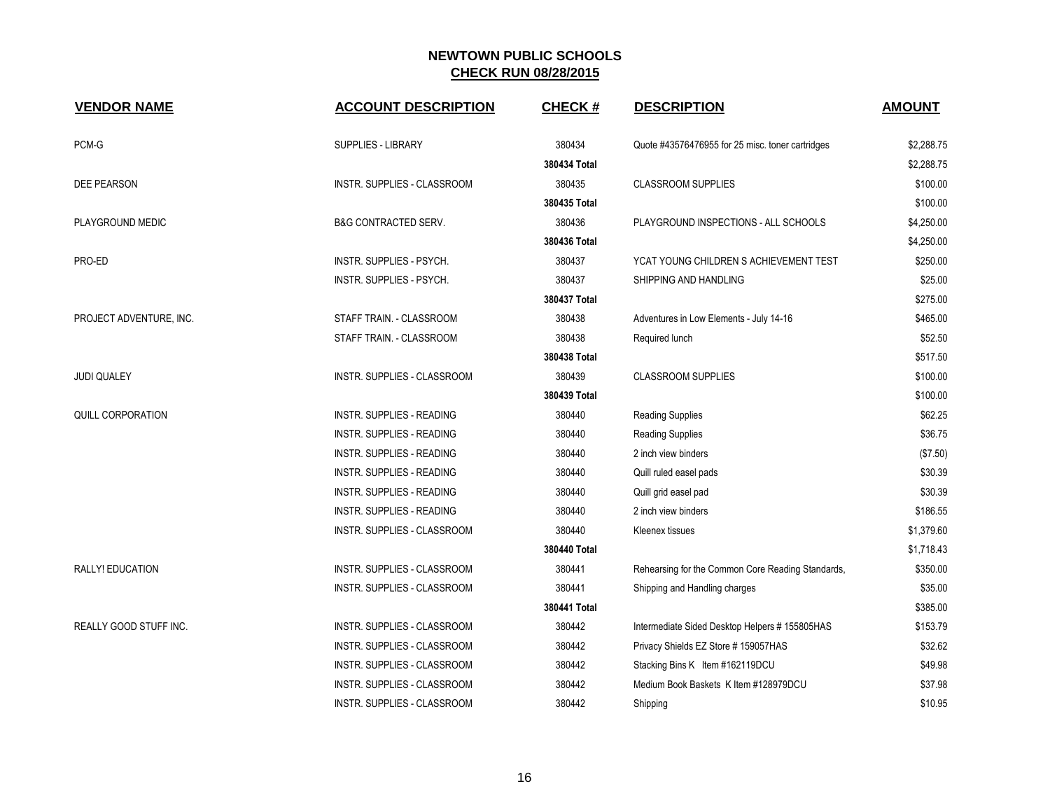# NEWTOWN PUBLIC SCHOOLS
## CHECK RUN 08/28/2015

| VENDOR NAME | ACCOUNT DESCRIPTION | CHECK # | DESCRIPTION | AMOUNT |
|---|---|---|---|---|
| PCM-G | SUPPLIES - LIBRARY | 380434 | Quote #43576476955 for 25 misc. toner cartridges | $2,288.75 |
| | | **380434 Total** | | $2,288.75 |
| DEE PEARSON | INSTR. SUPPLIES - CLASSROOM | 380435 | CLASSROOM SUPPLIES | $100.00 |
| | | **380435 Total** | | $100.00 |
| PLAYGROUND MEDIC | B&G CONTRACTED SERV. | 380436 | PLAYGROUND INSPECTIONS - ALL SCHOOLS | $4,250.00 |
| | | **380436 Total** | | $4,250.00 |
| PRO-ED | INSTR. SUPPLIES - PSYCH. | 380437 | YCAT YOUNG CHILDREN S ACHIEVEMENT TEST | $250.00 |
| | INSTR. SUPPLIES - PSYCH. | 380437 | SHIPPING AND HANDLING | $25.00 |
| | | **380437 Total** | | $275.00 |
| PROJECT ADVENTURE, INC. | STAFF TRAIN. - CLASSROOM | 380438 | Adventures in Low Elements - July 14-16 | $465.00 |
| | STAFF TRAIN. - CLASSROOM | 380438 | Required lunch | $52.50 |
| | | **380438 Total** | | $517.50 |
| JUDI QUALEY | INSTR. SUPPLIES - CLASSROOM | 380439 | CLASSROOM SUPPLIES | $100.00 |
| | | **380439 Total** | | $100.00 |
| QUILL CORPORATION | INSTR. SUPPLIES - READING | 380440 | Reading Supplies | $62.25 |
| | INSTR. SUPPLIES - READING | 380440 | Reading Supplies | $36.75 |
| | INSTR. SUPPLIES - READING | 380440 | 2 inch view binders | ($7.50) |
| | INSTR. SUPPLIES - READING | 380440 | Quill ruled easel pads | $30.39 |
| | INSTR. SUPPLIES - READING | 380440 | Quill grid easel pad | $30.39 |
| | INSTR. SUPPLIES - READING | 380440 | 2 inch view binders | $186.55 |
| | INSTR. SUPPLIES - CLASSROOM | 380440 | Kleenex tissues | $1,379.60 |
| | | **380440 Total** | | $1,718.43 |
| RALLY! EDUCATION | INSTR. SUPPLIES - CLASSROOM | 380441 | Rehearsing for the Common Core Reading Standards, | $350.00 |
| | INSTR. SUPPLIES - CLASSROOM | 380441 | Shipping and Handling charges | $35.00 |
| | | **380441 Total** | | $385.00 |
| REALLY GOOD STUFF INC. | INSTR. SUPPLIES - CLASSROOM | 380442 | Intermediate Sided Desktop Helpers # 155805HAS | $153.79 |
| | INSTR. SUPPLIES - CLASSROOM | 380442 | Privacy Shields EZ Store # 159057HAS | $32.62 |
| | INSTR. SUPPLIES - CLASSROOM | 380442 | Stacking Bins K Item #162119DCU | $49.98 |
| | INSTR. SUPPLIES - CLASSROOM | 380442 | Medium Book Baskets K Item #128979DCU | $37.98 |
| | INSTR. SUPPLIES - CLASSROOM | 380442 | Shipping | $10.95 |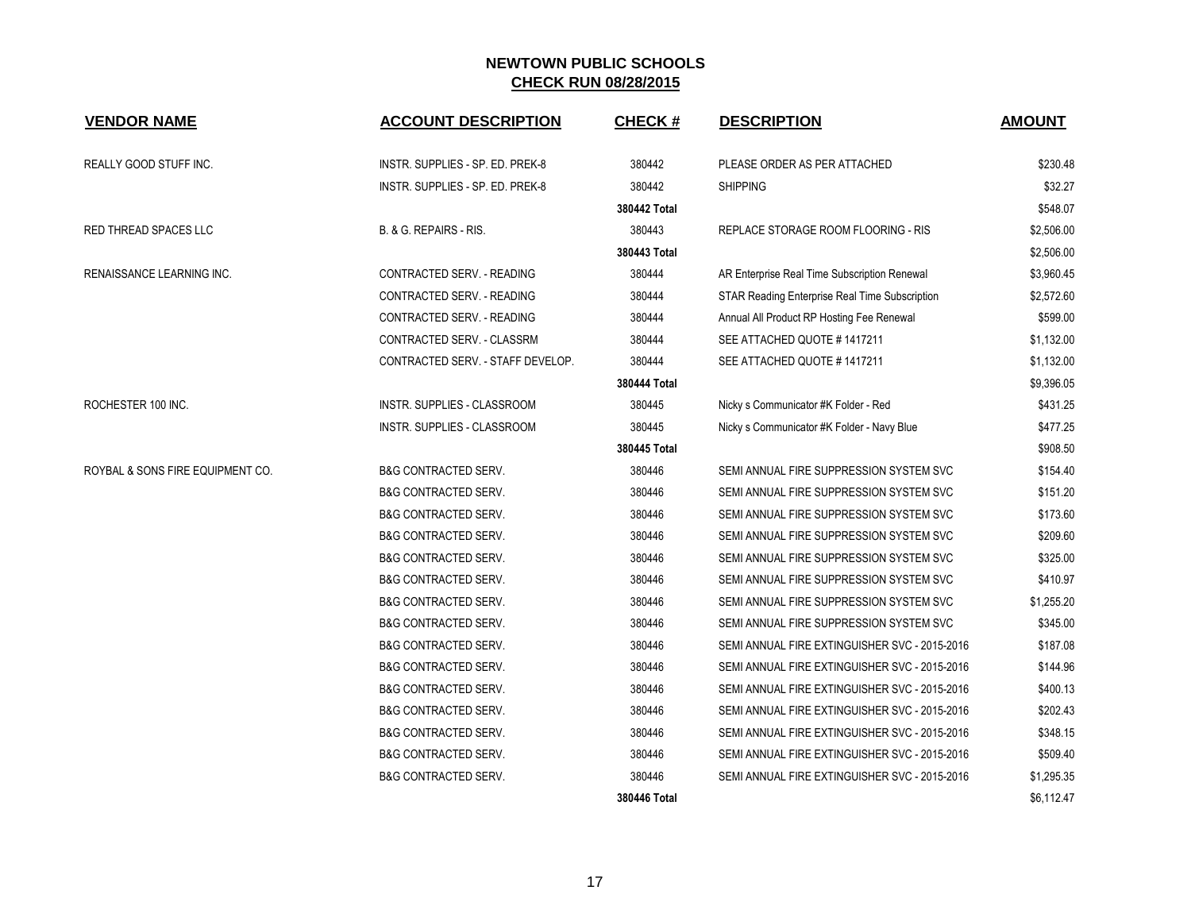# NEWTOWN PUBLIC SCHOOLS
## CHECK RUN 08/28/2015

| VENDOR NAME | ACCOUNT DESCRIPTION | CHECK # | DESCRIPTION | AMOUNT |
|---|---|---|---|---|
| REALLY GOOD STUFF INC. | INSTR. SUPPLIES - SP. ED. PREK-8 | 380442 | PLEASE ORDER AS PER ATTACHED | $230.48 |
| | INSTR. SUPPLIES - SP. ED. PREK-8 | 380442 | SHIPPING | $32.27 |
| | | 380442 Total | | $548.07 |
| RED THREAD SPACES LLC | B. & G. REPAIRS - RIS. | 380443 | REPLACE STORAGE ROOM FLOORING - RIS | $2,506.00 |
| | | 380443 Total | | $2,506.00 |
| RENAISSANCE LEARNING INC. | CONTRACTED SERV. - READING | 380444 | AR Enterprise Real Time Subscription Renewal | $3,960.45 |
| | CONTRACTED SERV. - READING | 380444 | STAR Reading Enterprise Real Time Subscription | $2,572.60 |
| | CONTRACTED SERV. - READING | 380444 | Annual All Product RP Hosting Fee Renewal | $599.00 |
| | CONTRACTED SERV. - CLASSRM | 380444 | SEE ATTACHED QUOTE # 1417211 | $1,132.00 |
| | CONTRACTED SERV. - STAFF DEVELOP. | 380444 | SEE ATTACHED QUOTE # 1417211 | $1,132.00 |
| | | 380444 Total | | $9,396.05 |
| ROCHESTER 100 INC. | INSTR. SUPPLIES - CLASSROOM | 380445 | Nicky s Communicator #K Folder - Red | $431.25 |
| | INSTR. SUPPLIES - CLASSROOM | 380445 | Nicky s Communicator #K Folder - Navy Blue | $477.25 |
| | | 380445 Total | | $908.50 |
| ROYBAL & SONS FIRE EQUIPMENT CO. | B&G CONTRACTED SERV. | 380446 | SEMI ANNUAL FIRE SUPPRESSION SYSTEM SVC | $154.40 |
| | B&G CONTRACTED SERV. | 380446 | SEMI ANNUAL FIRE SUPPRESSION SYSTEM SVC | $151.20 |
| | B&G CONTRACTED SERV. | 380446 | SEMI ANNUAL FIRE SUPPRESSION SYSTEM SVC | $173.60 |
| | B&G CONTRACTED SERV. | 380446 | SEMI ANNUAL FIRE SUPPRESSION SYSTEM SVC | $209.60 |
| | B&G CONTRACTED SERV. | 380446 | SEMI ANNUAL FIRE SUPPRESSION SYSTEM SVC | $325.00 |
| | B&G CONTRACTED SERV. | 380446 | SEMI ANNUAL FIRE SUPPRESSION SYSTEM SVC | $410.97 |
| | B&G CONTRACTED SERV. | 380446 | SEMI ANNUAL FIRE SUPPRESSION SYSTEM SVC | $1,255.20 |
| | B&G CONTRACTED SERV. | 380446 | SEMI ANNUAL FIRE SUPPRESSION SYSTEM SVC | $345.00 |
| | B&G CONTRACTED SERV. | 380446 | SEMI ANNUAL FIRE EXTINGUISHER SVC - 2015-2016 | $187.08 |
| | B&G CONTRACTED SERV. | 380446 | SEMI ANNUAL FIRE EXTINGUISHER SVC - 2015-2016 | $144.96 |
| | B&G CONTRACTED SERV. | 380446 | SEMI ANNUAL FIRE EXTINGUISHER SVC - 2015-2016 | $400.13 |
| | B&G CONTRACTED SERV. | 380446 | SEMI ANNUAL FIRE EXTINGUISHER SVC - 2015-2016 | $202.43 |
| | B&G CONTRACTED SERV. | 380446 | SEMI ANNUAL FIRE EXTINGUISHER SVC - 2015-2016 | $348.15 |
| | B&G CONTRACTED SERV. | 380446 | SEMI ANNUAL FIRE EXTINGUISHER SVC - 2015-2016 | $509.40 |
| | B&G CONTRACTED SERV. | 380446 | SEMI ANNUAL FIRE EXTINGUISHER SVC - 2015-2016 | $1,295.35 |
| | | 380446 Total | | $6,112.47 |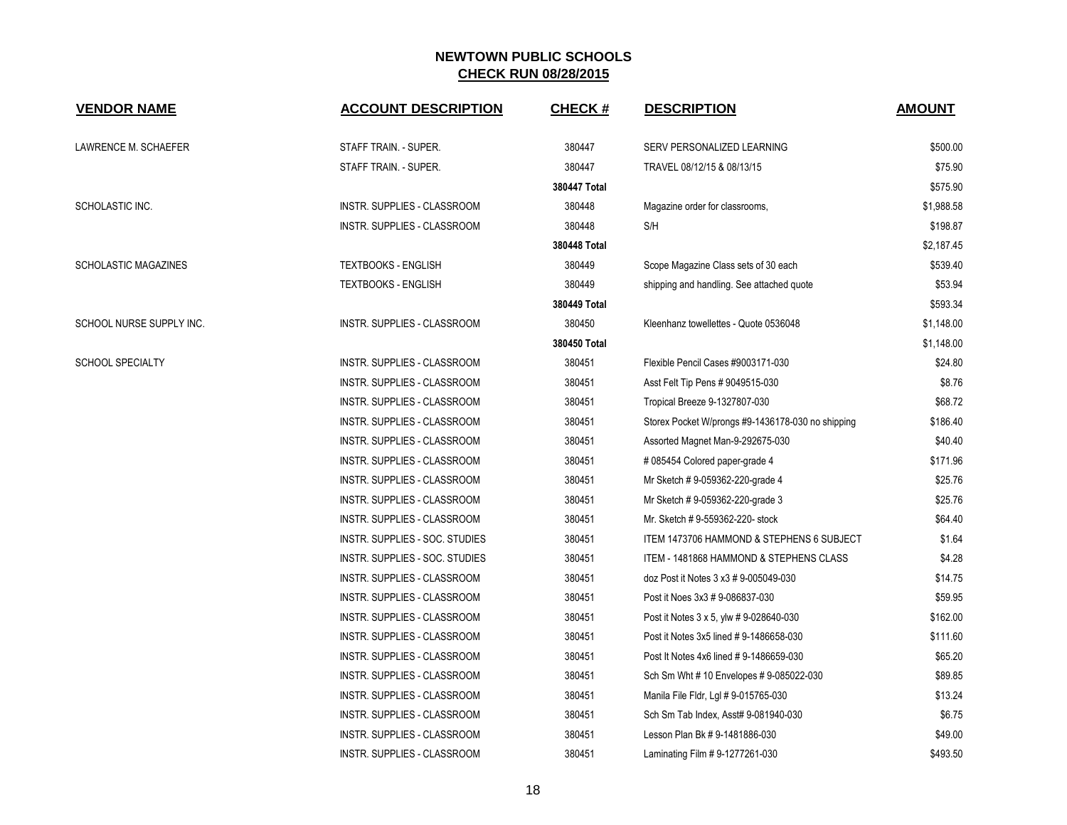# NEWTOWN PUBLIC SCHOOLS

## CHECK RUN 08/28/2015

| VENDOR NAME | ACCOUNT DESCRIPTION | CHECK # | DESCRIPTION | AMOUNT |
|---|---|---|---|---|
| LAWRENCE M. SCHAEFER | STAFF TRAIN. - SUPER. | 380447 | SERV PERSONALIZED LEARNING | $500.00 |
| | STAFF TRAIN. - SUPER. | 380447 | TRAVEL 08/12/15 & 08/13/15 | $75.90 |
| | | **380447 Total** | | $575.90 |
| SCHOLASTIC INC. | INSTR. SUPPLIES - CLASSROOM | 380448 | Magazine order for classrooms, | $1,988.58 |
| | INSTR. SUPPLIES - CLASSROOM | 380448 | S/H | $198.87 |
| | | **380448 Total** | | $2,187.45 |
| SCHOLASTIC MAGAZINES | TEXTBOOKS - ENGLISH | 380449 | Scope Magazine Class sets of 30 each | $539.40 |
| | TEXTBOOKS - ENGLISH | 380449 | shipping and handling. See attached quote | $53.94 |
| | | **380449 Total** | | $593.34 |
| SCHOOL NURSE SUPPLY INC. | INSTR. SUPPLIES - CLASSROOM | 380450 | Kleenhanz towellettes - Quote 0536048 | $1,148.00 |
| | | **380450 Total** | | $1,148.00 |
| SCHOOL SPECIALTY | INSTR. SUPPLIES - CLASSROOM | 380451 | Flexible Pencil Cases #9003171-030 | $24.80 |
| | INSTR. SUPPLIES - CLASSROOM | 380451 | Asst Felt Tip Pens # 9049515-030 | $8.76 |
| | INSTR. SUPPLIES - CLASSROOM | 380451 | Tropical Breeze 9-1327807-030 | $68.72 |
| | INSTR. SUPPLIES - CLASSROOM | 380451 | Storex Pocket W/prongs #9-1436178-030 no shipping | $186.40 |
| | INSTR. SUPPLIES - CLASSROOM | 380451 | Assorted Magnet Man-9-292675-030 | $40.40 |
| | INSTR. SUPPLIES - CLASSROOM | 380451 | # 085454 Colored paper-grade 4 | $171.96 |
| | INSTR. SUPPLIES - CLASSROOM | 380451 | Mr Sketch # 9-059362-220-grade 4 | $25.76 |
| | INSTR. SUPPLIES - CLASSROOM | 380451 | Mr Sketch # 9-059362-220-grade 3 | $25.76 |
| | INSTR. SUPPLIES - CLASSROOM | 380451 | Mr. Sketch # 9-559362-220- stock | $64.40 |
| | INSTR. SUPPLIES - SOC. STUDIES | 380451 | ITEM 1473706 HAMMOND & STEPHENS 6 SUBJECT | $1.64 |
| | INSTR. SUPPLIES - SOC. STUDIES | 380451 | ITEM - 1481868 HAMMOND & STEPHENS CLASS | $4.28 |
| | INSTR. SUPPLIES - CLASSROOM | 380451 | doz Post it Notes 3 x3 # 9-005049-030 | $14.75 |
| | INSTR. SUPPLIES - CLASSROOM | 380451 | Post it Noes 3x3 # 9-086837-030 | $59.95 |
| | INSTR. SUPPLIES - CLASSROOM | 380451 | Post it Notes 3 x 5, ylw # 9-028640-030 | $162.00 |
| | INSTR. SUPPLIES - CLASSROOM | 380451 | Post it Notes 3x5 lined # 9-1486658-030 | $111.60 |
| | INSTR. SUPPLIES - CLASSROOM | 380451 | Post It Notes 4x6 lined # 9-1486659-030 | $65.20 |
| | INSTR. SUPPLIES - CLASSROOM | 380451 | Sch Sm Wht # 10 Envelopes # 9-085022-030 | $89.85 |
| | INSTR. SUPPLIES - CLASSROOM | 380451 | Manila File Fldr, Lgl # 9-015765-030 | $13.24 |
| | INSTR. SUPPLIES - CLASSROOM | 380451 | Sch Sm Tab Index, Asst# 9-081940-030 | $6.75 |
| | INSTR. SUPPLIES - CLASSROOM | 380451 | Lesson Plan Bk # 9-1481886-030 | $49.00 |
| | INSTR. SUPPLIES - CLASSROOM | 380451 | Laminating Film # 9-1277261-030 | $493.50 |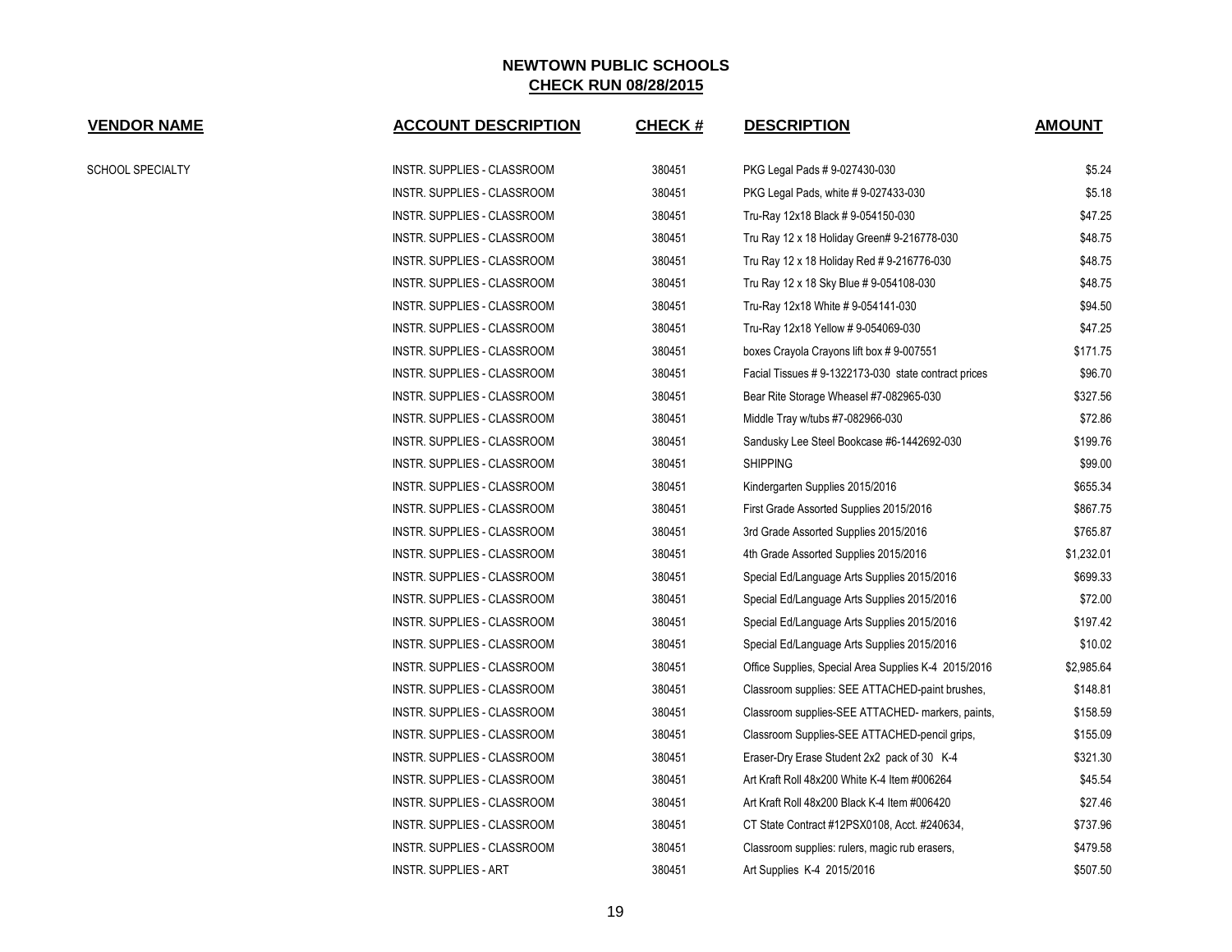# NEWTOWN PUBLIC SCHOOLS
## CHECK RUN 08/28/2015

| VENDOR NAME | ACCOUNT DESCRIPTION | CHECK # | DESCRIPTION | AMOUNT |
|---|---|---|---|---|
| SCHOOL SPECIALTY | INSTR. SUPPLIES - CLASSROOM | 380451 | PKG Legal Pads # 9-027430-030 | $5.24 |
| | INSTR. SUPPLIES - CLASSROOM | 380451 | PKG Legal Pads, white # 9-027433-030 | $5.18 |
| | INSTR. SUPPLIES - CLASSROOM | 380451 | Tru-Ray 12x18 Black # 9-054150-030 | $47.25 |
| | INSTR. SUPPLIES - CLASSROOM | 380451 | Tru Ray 12 x 18 Holiday Green# 9-216778-030 | $48.75 |
| | INSTR. SUPPLIES - CLASSROOM | 380451 | Tru Ray 12 x 18 Holiday Red # 9-216776-030 | $48.75 |
| | INSTR. SUPPLIES - CLASSROOM | 380451 | Tru Ray 12 x 18 Sky Blue # 9-054108-030 | $48.75 |
| | INSTR. SUPPLIES - CLASSROOM | 380451 | Tru-Ray 12x18 White # 9-054141-030 | $94.50 |
| | INSTR. SUPPLIES - CLASSROOM | 380451 | Tru-Ray 12x18 Yellow # 9-054069-030 | $47.25 |
| | INSTR. SUPPLIES - CLASSROOM | 380451 | boxes Crayola Crayons lift box # 9-007551 | $171.75 |
| | INSTR. SUPPLIES - CLASSROOM | 380451 | Facial Tissues # 9-1322173-030 state contract prices | $96.70 |
| | INSTR. SUPPLIES - CLASSROOM | 380451 | Bear Rite Storage Wheasel #7-082965-030 | $327.56 |
| | INSTR. SUPPLIES - CLASSROOM | 380451 | Middle Tray w/tubs #7-082966-030 | $72.86 |
| | INSTR. SUPPLIES - CLASSROOM | 380451 | Sandusky Lee Steel Bookcase #6-1442692-030 | $199.76 |
| | INSTR. SUPPLIES - CLASSROOM | 380451 | SHIPPING | $99.00 |
| | INSTR. SUPPLIES - CLASSROOM | 380451 | Kindergarten Supplies 2015/2016 | $655.34 |
| | INSTR. SUPPLIES - CLASSROOM | 380451 | First Grade Assorted Supplies 2015/2016 | $867.75 |
| | INSTR. SUPPLIES - CLASSROOM | 380451 | 3rd Grade Assorted Supplies 2015/2016 | $765.87 |
| | INSTR. SUPPLIES - CLASSROOM | 380451 | 4th Grade Assorted Supplies 2015/2016 | $1,232.01 |
| | INSTR. SUPPLIES - CLASSROOM | 380451 | Special Ed/Language Arts Supplies 2015/2016 | $699.33 |
| | INSTR. SUPPLIES - CLASSROOM | 380451 | Special Ed/Language Arts Supplies 2015/2016 | $72.00 |
| | INSTR. SUPPLIES - CLASSROOM | 380451 | Special Ed/Language Arts Supplies 2015/2016 | $197.42 |
| | INSTR. SUPPLIES - CLASSROOM | 380451 | Special Ed/Language Arts Supplies 2015/2016 | $10.02 |
| | INSTR. SUPPLIES - CLASSROOM | 380451 | Office Supplies, Special Area Supplies K-4 2015/2016 | $2,985.64 |
| | INSTR. SUPPLIES - CLASSROOM | 380451 | Classroom supplies: SEE ATTACHED-paint brushes, | $148.81 |
| | INSTR. SUPPLIES - CLASSROOM | 380451 | Classroom supplies-SEE ATTACHED- markers, paints, | $158.59 |
| | INSTR. SUPPLIES - CLASSROOM | 380451 | Classroom Supplies-SEE ATTACHED-pencil grips, | $155.09 |
| | INSTR. SUPPLIES - CLASSROOM | 380451 | Eraser-Dry Erase Student 2x2 pack of 30 K-4 | $321.30 |
| | INSTR. SUPPLIES - CLASSROOM | 380451 | Art Kraft Roll 48x200 White K-4 Item #006264 | $45.54 |
| | INSTR. SUPPLIES - CLASSROOM | 380451 | Art Kraft Roll 48x200 Black K-4 Item #006420 | $27.46 |
| | INSTR. SUPPLIES - CLASSROOM | 380451 | CT State Contract #12PSX0108, Acct. #240634, | $737.96 |
| | INSTR. SUPPLIES - CLASSROOM | 380451 | Classroom supplies: rulers, magic rub erasers, | $479.58 |
| | INSTR. SUPPLIES - ART | 380451 | Art Supplies K-4 2015/2016 | $507.50 |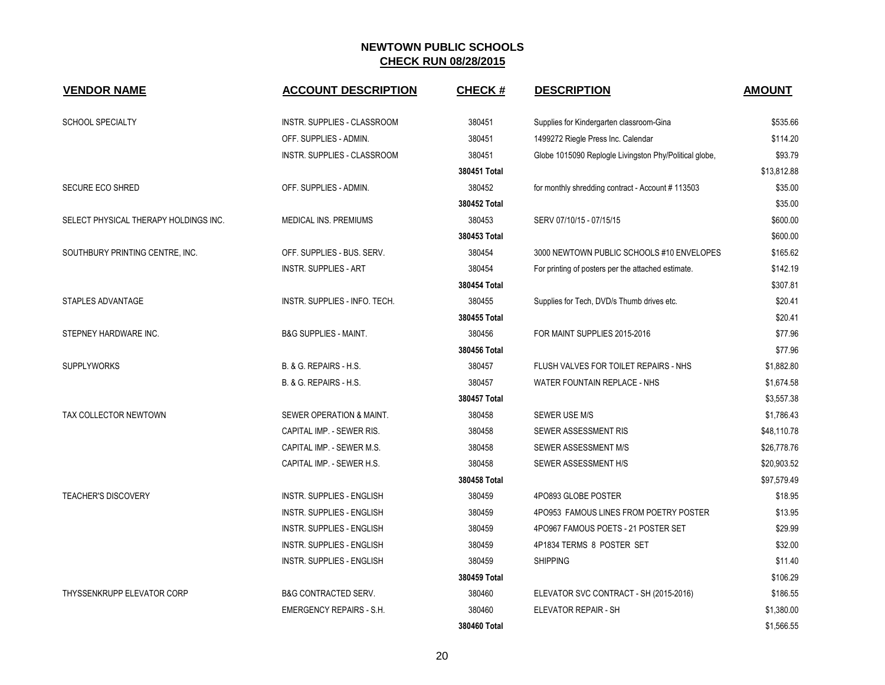## NEWTOWN PUBLIC SCHOOLS

## CHECK RUN 08/28/2015

| VENDOR NAME | ACCOUNT DESCRIPTION | CHECK # | DESCRIPTION | AMOUNT |
|---|---|---|---|---|
| SCHOOL SPECIALTY | INSTR. SUPPLIES - CLASSROOM | 380451 | Supplies for Kindergarten classroom-Gina | $535.66 |
| | OFF. SUPPLIES - ADMIN. | 380451 | 1499272 Riegle Press Inc. Calendar | $114.20 |
| | INSTR. SUPPLIES - CLASSROOM | 380451 | Globe 1015090 Replogle Livingston Phy/Political globe, | $93.79 |
| | | **380451 Total** | | $13,812.88 |
| SECURE ECO SHRED | OFF. SUPPLIES - ADMIN. | 380452 | for monthly shredding contract - Account # 113503 | $35.00 |
| | | **380452 Total** | | $35.00 |
| SELECT PHYSICAL THERAPY HOLDINGS INC. | MEDICAL INS. PREMIUMS | 380453 | SERV 07/10/15 - 07/15/15 | $600.00 |
| | | **380453 Total** | | $600.00 |
| SOUTHBURY PRINTING CENTRE, INC. | OFF. SUPPLIES - BUS. SERV. | 380454 | 3000 NEWTOWN PUBLIC SCHOOLS #10 ENVELOPES | $165.62 |
| | INSTR. SUPPLIES - ART | 380454 | For printing of posters per the attached estimate. | $142.19 |
| | | **380454 Total** | | $307.81 |
| STAPLES ADVANTAGE | INSTR. SUPPLIES - INFO. TECH. | 380455 | Supplies for Tech, DVD/s Thumb drives etc. | $20.41 |
| | | **380455 Total** | | $20.41 |
| STEPNEY HARDWARE INC. | B&G SUPPLIES - MAINT. | 380456 | FOR MAINT SUPPLIES 2015-2016 | $77.96 |
| | | **380456 Total** | | $77.96 |
| SUPPLYWORKS | B. & G. REPAIRS - H.S. | 380457 | FLUSH VALVES FOR TOILET REPAIRS - NHS | $1,882.80 |
| | B. & G. REPAIRS - H.S. | 380457 | WATER FOUNTAIN REPLACE - NHS | $1,674.58 |
| | | **380457 Total** | | $3,557.38 |
| TAX COLLECTOR NEWTOWN | SEWER OPERATION & MAINT. | 380458 | SEWER USE M/S | $1,786.43 |
| | CAPITAL IMP. - SEWER RIS. | 380458 | SEWER ASSESSMENT RIS | $48,110.78 |
| | CAPITAL IMP. - SEWER M.S. | 380458 | SEWER ASSESSMENT M/S | $26,778.76 |
| | CAPITAL IMP. - SEWER H.S. | 380458 | SEWER ASSESSMENT H/S | $20,903.52 |
| | | **380458 Total** | | $97,579.49 |
| TEACHER'S DISCOVERY | INSTR. SUPPLIES - ENGLISH | 380459 | 4PO893 GLOBE POSTER | $18.95 |
| | INSTR. SUPPLIES - ENGLISH | 380459 | 4PO953 FAMOUS LINES FROM POETRY POSTER | $13.95 |
| | INSTR. SUPPLIES - ENGLISH | 380459 | 4PO967 FAMOUS POETS - 21 POSTER SET | $29.99 |
| | INSTR. SUPPLIES - ENGLISH | 380459 | 4P1834 TERMS 8 POSTER SET | $32.00 |
| | INSTR. SUPPLIES - ENGLISH | 380459 | SHIPPING | $11.40 |
| | | **380459 Total** | | $106.29 |
| THYSSENKRUPP ELEVATOR CORP | B&G CONTRACTED SERV. | 380460 | ELEVATOR SVC CONTRACT - SH (2015-2016) | $186.55 |
| | EMERGENCY REPAIRS - S.H. | 380460 | ELEVATOR REPAIR - SH | $1,380.00 |
| | | **380460 Total** | | $1,566.55 |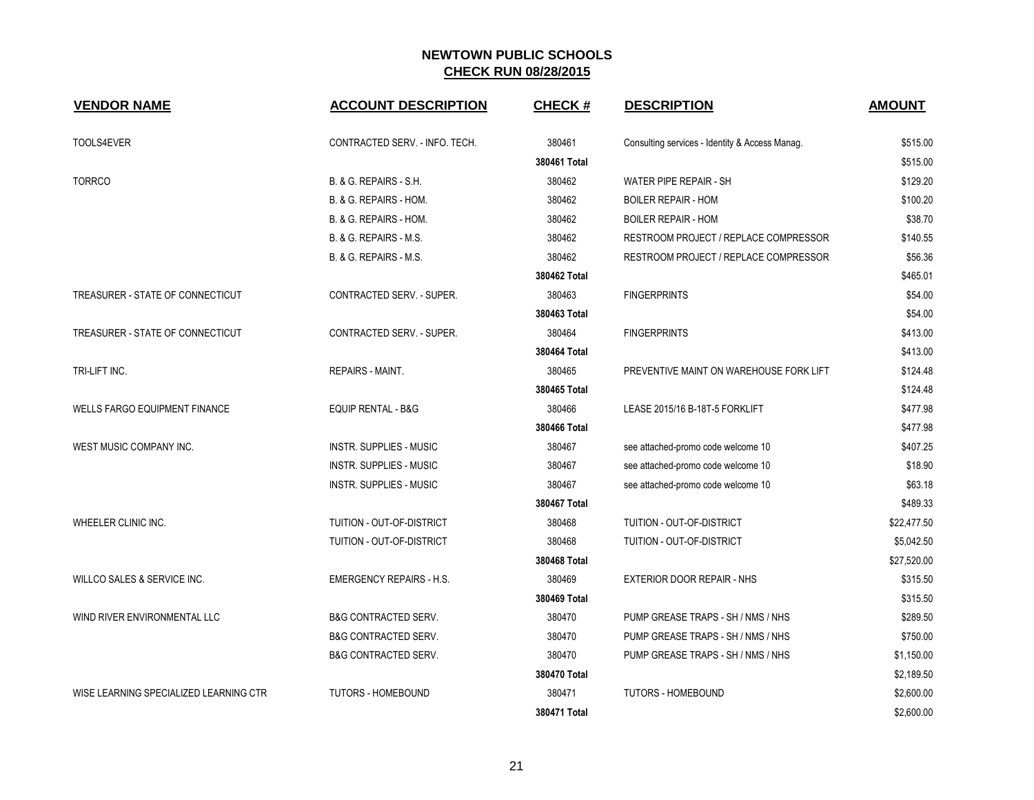## NEWTOWN PUBLIC SCHOOLS
## CHECK RUN 08/28/2015

| VENDOR NAME | ACCOUNT DESCRIPTION | CHECK # | DESCRIPTION | AMOUNT |
|---|---|---|---|---|
| TOOLS4EVER | CONTRACTED SERV. - INFO. TECH. | 380461 | Consulting services - Identity & Access Manag. | $515.00 |
| | | **380461 Total** | | $515.00 |
| TORRCO | B. & G. REPAIRS - S.H. | 380462 | WATER PIPE REPAIR - SH | $129.20 |
| | B. & G. REPAIRS - HOM. | 380462 | BOILER REPAIR - HOM | $100.20 |
| | B. & G. REPAIRS - HOM. | 380462 | BOILER REPAIR - HOM | $38.70 |
| | B. & G. REPAIRS - M.S. | 380462 | RESTROOM PROJECT / REPLACE COMPRESSOR | $140.55 |
| | B. & G. REPAIRS - M.S. | 380462 | RESTROOM PROJECT / REPLACE COMPRESSOR | $56.36 |
| | | **380462 Total** | | $465.01 |
| TREASURER - STATE OF CONNECTICUT | CONTRACTED SERV. - SUPER. | 380463 | FINGERPRINTS | $54.00 |
| | | **380463 Total** | | $54.00 |
| TREASURER - STATE OF CONNECTICUT | CONTRACTED SERV. - SUPER. | 380464 | FINGERPRINTS | $413.00 |
| | | **380464 Total** | | $413.00 |
| TRI-LIFT INC. | REPAIRS - MAINT. | 380465 | PREVENTIVE MAINT ON WAREHOUSE FORK LIFT | $124.48 |
| | | **380465 Total** | | $124.48 |
| WELLS FARGO EQUIPMENT FINANCE | EQUIP RENTAL - B&G | 380466 | LEASE 2015/16 B-18T-5 FORKLIFT | $477.98 |
| | | **380466 Total** | | $477.98 |
| WEST MUSIC COMPANY INC. | INSTR. SUPPLIES - MUSIC | 380467 | see attached-promo code welcome 10 | $407.25 |
| | INSTR. SUPPLIES - MUSIC | 380467 | see attached-promo code welcome 10 | $18.90 |
| | INSTR. SUPPLIES - MUSIC | 380467 | see attached-promo code welcome 10 | $63.18 |
| | | **380467 Total** | | $489.33 |
| WHEELER CLINIC INC. | TUITION - OUT-OF-DISTRICT | 380468 | TUITION - OUT-OF-DISTRICT | $22,477.50 |
| | TUITION - OUT-OF-DISTRICT | 380468 | TUITION - OUT-OF-DISTRICT | $5,042.50 |
| | | **380468 Total** | | $27,520.00 |
| WILLCO SALES & SERVICE INC. | EMERGENCY REPAIRS - H.S. | 380469 | EXTERIOR DOOR REPAIR - NHS | $315.50 |
| | | **380469 Total** | | $315.50 |
| WIND RIVER ENVIRONMENTAL LLC | B&G CONTRACTED SERV. | 380470 | PUMP GREASE TRAPS - SH / NMS / NHS | $289.50 |
| | B&G CONTRACTED SERV. | 380470 | PUMP GREASE TRAPS - SH / NMS / NHS | $750.00 |
| | B&G CONTRACTED SERV. | 380470 | PUMP GREASE TRAPS - SH / NMS / NHS | $1,150.00 |
| | | **380470 Total** | | $2,189.50 |
| WISE LEARNING SPECIALIZED LEARNING CTR | TUTORS - HOMEBOUND | 380471 | TUTORS - HOMEBOUND | $2,600.00 |
| | | **380471 Total** | | $2,600.00 |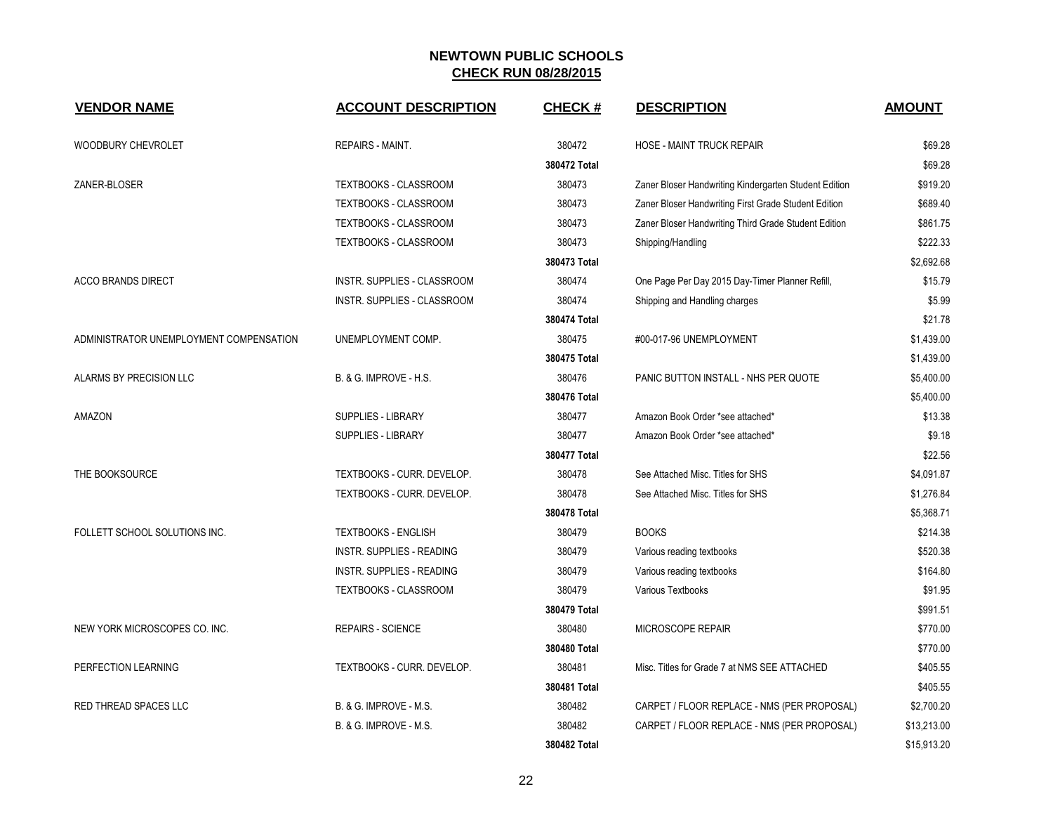# NEWTOWN PUBLIC SCHOOLS

## CHECK RUN 08/28/2015

| VENDOR NAME | ACCOUNT DESCRIPTION | CHECK # | DESCRIPTION | AMOUNT |
|---|---|---|---|---|
| WOODBURY CHEVROLET | REPAIRS - MAINT. | 380472 | HOSE - MAINT TRUCK REPAIR | $69.28 |
| | | 380472 Total | | $69.28 |
| ZANER-BLOSER | TEXTBOOKS - CLASSROOM | 380473 | Zaner Bloser Handwriting Kindergarten Student Edition | $919.20 |
| | TEXTBOOKS - CLASSROOM | 380473 | Zaner Bloser Handwriting First Grade Student Edition | $689.40 |
| | TEXTBOOKS - CLASSROOM | 380473 | Zaner Bloser Handwriting Third Grade Student Edition | $861.75 |
| | TEXTBOOKS - CLASSROOM | 380473 | Shipping/Handling | $222.33 |
| | | 380473 Total | | $2,692.68 |
| ACCO BRANDS DIRECT | INSTR. SUPPLIES - CLASSROOM | 380474 | One Page Per Day 2015 Day-Timer Planner Refill, | $15.79 |
| | INSTR. SUPPLIES - CLASSROOM | 380474 | Shipping and Handling charges | $5.99 |
| | | 380474 Total | | $21.78 |
| ADMINISTRATOR UNEMPLOYMENT COMPENSATION | UNEMPLOYMENT COMP. | 380475 | #00-017-96 UNEMPLOYMENT | $1,439.00 |
| | | 380475 Total | | $1,439.00 |
| ALARMS BY PRECISION LLC | B. & G. IMPROVE - H.S. | 380476 | PANIC BUTTON INSTALL - NHS PER QUOTE | $5,400.00 |
| | | 380476 Total | | $5,400.00 |
| AMAZON | SUPPLIES - LIBRARY | 380477 | Amazon Book Order *see attached* | $13.38 |
| | SUPPLIES - LIBRARY | 380477 | Amazon Book Order *see attached* | $9.18 |
| | | 380477 Total | | $22.56 |
| THE BOOKSOURCE | TEXTBOOKS - CURR. DEVELOP. | 380478 | See Attached Misc. Titles for SHS | $4,091.87 |
| | TEXTBOOKS - CURR. DEVELOP. | 380478 | See Attached Misc. Titles for SHS | $1,276.84 |
| | | 380478 Total | | $5,368.71 |
| FOLLETT SCHOOL SOLUTIONS INC. | TEXTBOOKS - ENGLISH | 380479 | BOOKS | $214.38 |
| | INSTR. SUPPLIES - READING | 380479 | Various reading textbooks | $520.38 |
| | INSTR. SUPPLIES - READING | 380479 | Various reading textbooks | $164.80 |
| | TEXTBOOKS - CLASSROOM | 380479 | Various Textbooks | $91.95 |
| | | 380479 Total | | $991.51 |
| NEW YORK MICROSCOPES CO. INC. | REPAIRS - SCIENCE | 380480 | MICROSCOPE REPAIR | $770.00 |
| | | 380480 Total | | $770.00 |
| PERFECTION LEARNING | TEXTBOOKS - CURR. DEVELOP. | 380481 | Misc. Titles for Grade 7 at NMS SEE ATTACHED | $405.55 |
| | | 380481 Total | | $405.55 |
| RED THREAD SPACES LLC | B. & G. IMPROVE - M.S. | 380482 | CARPET / FLOOR REPLACE - NMS (PER PROPOSAL) | $2,700.20 |
| | B. & G. IMPROVE - M.S. | 380482 | CARPET / FLOOR REPLACE - NMS (PER PROPOSAL) | $13,213.00 |
| | | 380482 Total | | $15,913.20 |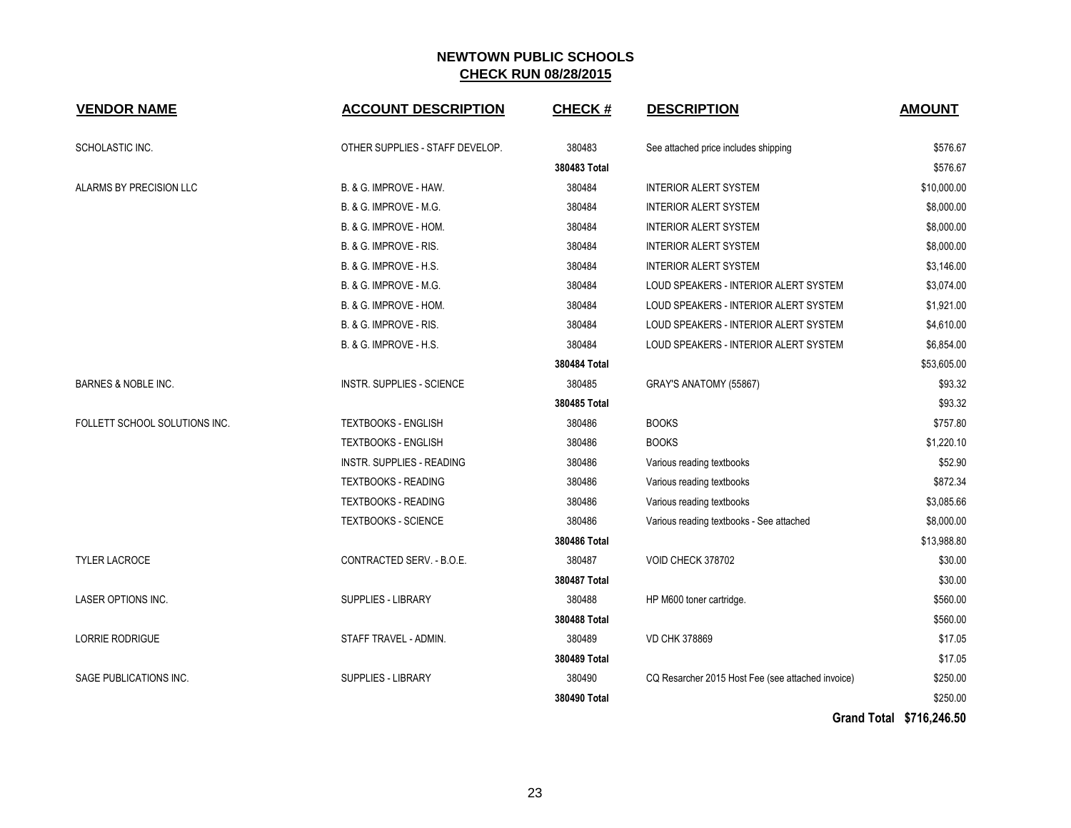## NEWTOWN PUBLIC SCHOOLS
## CHECK RUN 08/28/2015

| VENDOR NAME | ACCOUNT DESCRIPTION | CHECK # | DESCRIPTION | AMOUNT |
|---|---|---|---|---|
| SCHOLASTIC INC. | OTHER SUPPLIES - STAFF DEVELOP. | 380483 | See attached price includes shipping | $576.67 |
| | | **380483 Total** | | $576.67 |
| ALARMS BY PRECISION LLC | B. & G. IMPROVE - HAW. | 380484 | INTERIOR ALERT SYSTEM | $10,000.00 |
| | B. & G. IMPROVE - M.G. | 380484 | INTERIOR ALERT SYSTEM | $8,000.00 |
| | B. & G. IMPROVE - HOM. | 380484 | INTERIOR ALERT SYSTEM | $8,000.00 |
| | B. & G. IMPROVE - RIS. | 380484 | INTERIOR ALERT SYSTEM | $8,000.00 |
| | B. & G. IMPROVE - H.S. | 380484 | INTERIOR ALERT SYSTEM | $3,146.00 |
| | B. & G. IMPROVE - M.G. | 380484 | LOUD SPEAKERS - INTERIOR ALERT SYSTEM | $3,074.00 |
| | B. & G. IMPROVE - HOM. | 380484 | LOUD SPEAKERS - INTERIOR ALERT SYSTEM | $1,921.00 |
| | B. & G. IMPROVE - RIS. | 380484 | LOUD SPEAKERS - INTERIOR ALERT SYSTEM | $4,610.00 |
| | B. & G. IMPROVE - H.S. | 380484 | LOUD SPEAKERS - INTERIOR ALERT SYSTEM | $6,854.00 |
| | | **380484 Total** | | $53,605.00 |
| BARNES & NOBLE INC. | INSTR. SUPPLIES - SCIENCE | 380485 | GRAY'S ANATOMY (55867) | $93.32 |
| | | **380485 Total** | | $93.32 |
| FOLLETT SCHOOL SOLUTIONS INC. | TEXTBOOKS - ENGLISH | 380486 | BOOKS | $757.80 |
| | TEXTBOOKS - ENGLISH | 380486 | BOOKS | $1,220.10 |
| | INSTR. SUPPLIES - READING | 380486 | Various reading textbooks | $52.90 |
| | TEXTBOOKS - READING | 380486 | Various reading textbooks | $872.34 |
| | TEXTBOOKS - READING | 380486 | Various reading textbooks | $3,085.66 |
| | TEXTBOOKS - SCIENCE | 380486 | Various reading textbooks - See attached | $8,000.00 |
| | | **380486 Total** | | $13,988.80 |
| TYLER LACROCE | CONTRACTED SERV. - B.O.E. | 380487 | VOID CHECK 378702 | $30.00 |
| | | **380487 Total** | | $30.00 |
| LASER OPTIONS INC. | SUPPLIES - LIBRARY | 380488 | HP M600 toner cartridge. | $560.00 |
| | | **380488 Total** | | $560.00 |
| LORRIE RODRIGUE | STAFF TRAVEL - ADMIN. | 380489 | VD CHK 378869 | $17.05 |
| | | **380489 Total** | | $17.05 |
| SAGE PUBLICATIONS INC. | SUPPLIES - LIBRARY | 380490 | CQ Resarcher 2015 Host Fee (see attached invoice) | $250.00 |
| | | **380490 Total** | | $250.00 |
| | | | **Grand Total** | **$716,246.50** |